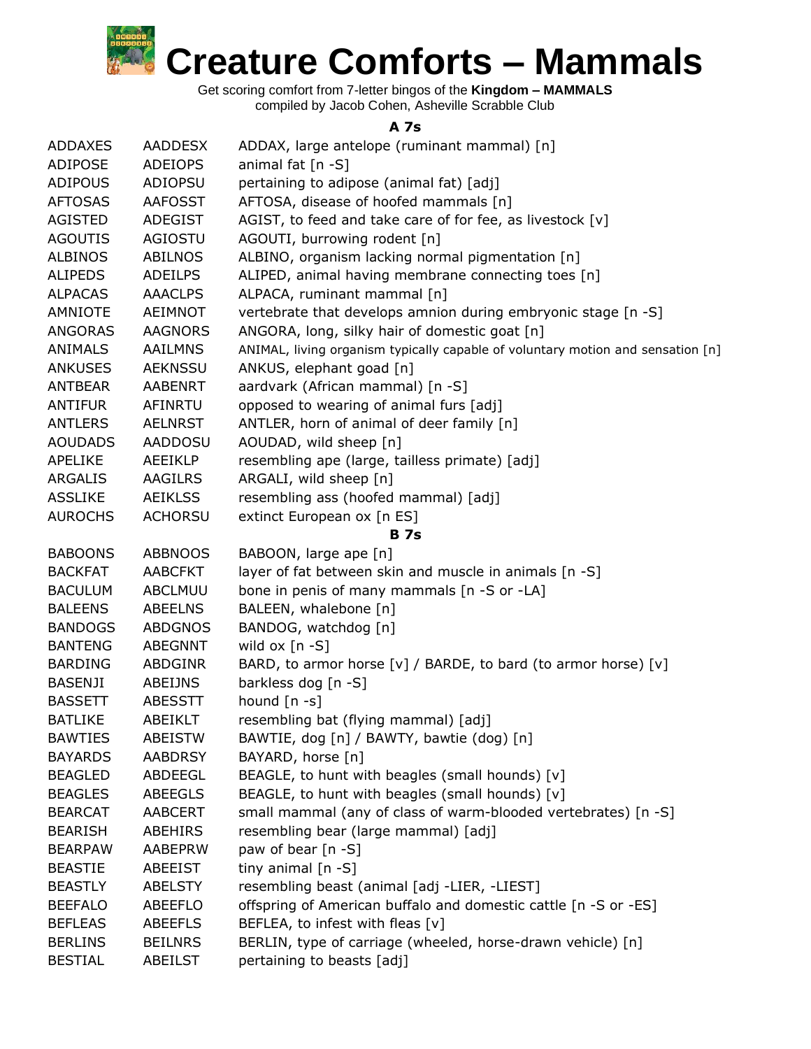# Creature Comforts – Mammals

Get scoring comfort from 7-letter bingos of the **Kingdom – MAMMALS**
compiled by Jacob Cohen, Asheville Scrabble Club

### A 7s

| | | |
|---|---|---|
| ADDAXES | AADDESX | ADDAX, large antelope (ruminant mammal) [n] |
| ADIPOSE | ADEIOPS | animal fat [n -S] |
| ADIPOUS | ADIOPSU | pertaining to adipose (animal fat) [adj] |
| AFTOSAS | AAFOSST | AFTOSA, disease of hoofed mammals [n] |
| AGISTED | ADEGIST | AGIST, to feed and take care of for fee, as livestock [v] |
| AGOUTIS | AGIOSTU | AGOUTI, burrowing rodent [n] |
| ALBINOS | ABILNOS | ALBINO, organism lacking normal pigmentation [n] |
| ALIPEDS | ADEILPS | ALIPED, animal having membrane connecting toes [n] |
| ALPACAS | AAACLPS | ALPACA, ruminant mammal [n] |
| AMNIOTE | AEIMNOT | vertebrate that develops amnion during embryonic stage [n -S] |
| ANGORAS | AAGNORS | ANGORA, long, silky hair of domestic goat [n] |
| ANIMALS | AAILMNS | ANIMAL, living organism typically capable of voluntary motion and sensation [n] |
| ANKUSES | AEKNSSU | ANKUS, elephant goad [n] |
| ANTBEAR | AABENRT | aardvark (African mammal) [n -S] |
| ANTIFUR | AFINRTU | opposed to wearing of animal furs [adj] |
| ANTLERS | AELNRST | ANTLER, horn of animal of deer family [n] |
| AOUDADS | AADDOSU | AOUDAD, wild sheep [n] |
| APELIKE | AEEIKLP | resembling ape (large, tailless primate) [adj] |
| ARGALIS | AAGILRS | ARGALI, wild sheep [n] |
| ASSLIKE | AEIKLSS | resembling ass (hoofed mammal) [adj] |
| AUROCHS | ACHORSU | extinct European ox [n ES] |

### B 7s

| | | |
|---|---|---|
| BABOONS | ABBNOOS | BABOON, large ape [n] |
| BACKFAT | AABCFKT | layer of fat between skin and muscle in animals [n -S] |
| BACULUM | ABCLMUU | bone in penis of many mammals [n -S or -LA] |
| BALEENS | ABEELNS | BALEEN, whalebone [n] |
| BANDOGS | ABDGNOS | BANDOG, watchdog [n] |
| BANTENG | ABEGNNT | wild ox [n -S] |
| BARDING | ABDGINR | BARD, to armor horse [v] / BARDE, to bard (to armor horse) [v] |
| BASENJI | ABEIJNS | barkless dog [n -S] |
| BASSETT | ABESSTT | hound [n -s] |
| BATLIKE | ABEIKLT | resembling bat (flying mammal) [adj] |
| BAWTIES | ABEISTW | BAWTIE, dog [n] / BAWTY, bawtie (dog) [n] |
| BAYARDS | AABDRSY | BAYARD, horse [n] |
| BEAGLED | ABDEEGL | BEAGLE, to hunt with beagles (small hounds) [v] |
| BEAGLES | ABEEGLS | BEAGLE, to hunt with beagles (small hounds) [v] |
| BEARCAT | AABCERT | small mammal (any of class of warm-blooded vertebrates) [n -S] |
| BEARISH | ABEHIRS | resembling bear (large mammal) [adj] |
| BEARPAW | AABEPRW | paw of bear [n -S] |
| BEASTIE | ABEEIST | tiny animal [n -S] |
| BEASTLY | ABELSTY | resembling beast (animal [adj -LIER, -LIEST] |
| BEEFALO | ABEEFLO | offspring of American buffalo and domestic cattle [n -S or -ES] |
| BEFLEAS | ABEEFLS | BEFLEA, to infest with fleas [v] |
| BERLINS | BEILNRS | BERLIN, type of carriage (wheeled, horse-drawn vehicle) [n] |
| BESTIAL | ABEILST | pertaining to beasts [adj] |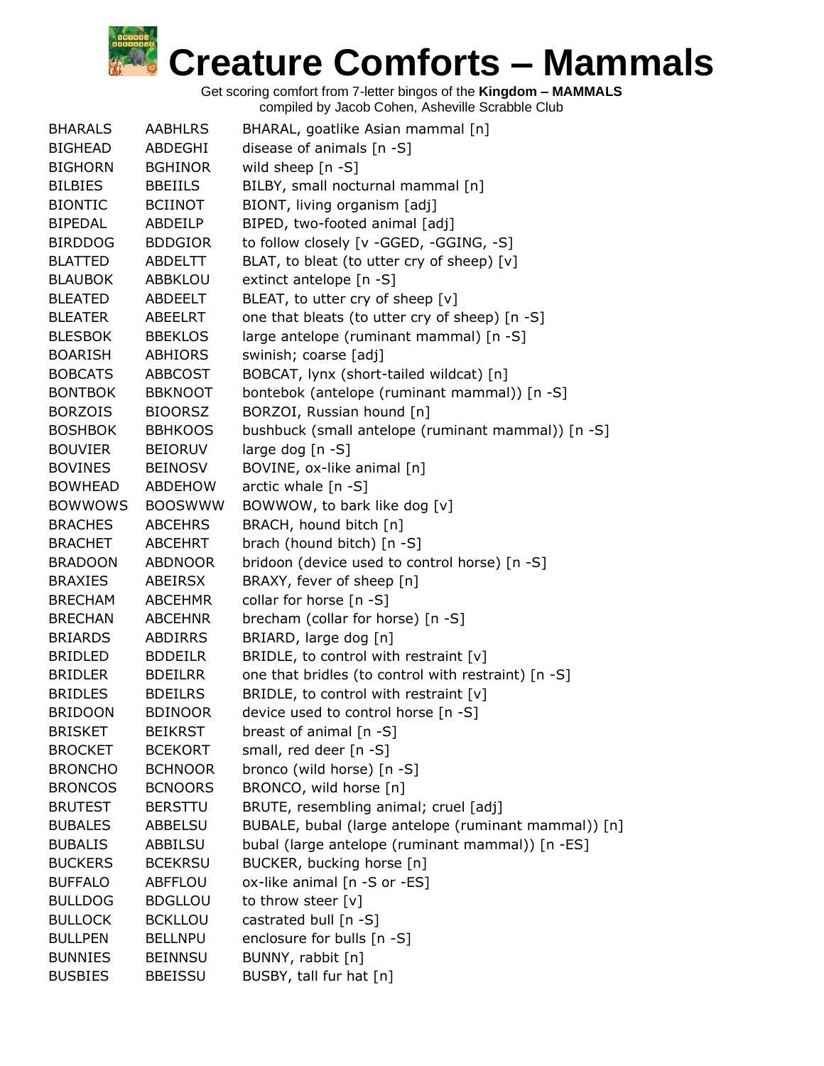# Creature Comforts – Mammals

Get scoring comfort from 7-letter bingos of the **Kingdom – MAMMALS**
compiled by Jacob Cohen, Asheville Scrabble Club

| | | |
|---|---|---|
| BHARALS | AABHLRS | BHARAL, goatlike Asian mammal [n] |
| BIGHEAD | ABDEGHI | disease of animals [n -S] |
| BIGHORN | BGHINOR | wild sheep [n -S] |
| BILBIES | BBEIILS | BILBY, small nocturnal mammal [n] |
| BIONTIC | BCIINOT | BIONT, living organism [adj] |
| BIPEDAL | ABDEILP | BIPED, two-footed animal [adj] |
| BIRDDOG | BDDGIOR | to follow closely [v -GGED, -GGING, -S] |
| BLATTED | ABDELTT | BLAT, to bleat (to utter cry of sheep) [v] |
| BLAUBOK | ABBKLOU | extinct antelope [n -S] |
| BLEATED | ABDEELT | BLEAT, to utter cry of sheep [v] |
| BLEATER | ABEELRT | one that bleats (to utter cry of sheep) [n -S] |
| BLESBOK | BBEKLOS | large antelope (ruminant mammal) [n -S] |
| BOARISH | ABHIORS | swinish; coarse [adj] |
| BOBCATS | ABBCOST | BOBCAT, lynx (short-tailed wildcat) [n] |
| BONTBOK | BBKNOOT | bontebok (antelope (ruminant mammal)) [n -S] |
| BORZOIS | BIOORSZ | BORZOI, Russian hound [n] |
| BOSHBOK | BBHKOOS | bushbuck (small antelope (ruminant mammal)) [n -S] |
| BOUVIER | BEIORUV | large dog [n -S] |
| BOVINES | BEINOSV | BOVINE, ox-like animal [n] |
| BOWHEAD | ABDEHOW | arctic whale [n -S] |
| BOWWOWS | BOOSWWW | BOWWOW, to bark like dog [v] |
| BRACHES | ABCEHRS | BRACH, hound bitch [n] |
| BRACHET | ABCEHRT | brach (hound bitch) [n -S] |
| BRADOON | ABDNOOR | bridoon (device used to control horse) [n -S] |
| BRAXIES | ABEIRSX | BRAXY, fever of sheep [n] |
| BRECHAM | ABCEHMR | collar for horse [n -S] |
| BRECHAN | ABCEHNR | brecham (collar for horse) [n -S] |
| BRIARDS | ABDIRRS | BRIARD, large dog [n] |
| BRIDLED | BDDEILR | BRIDLE, to control with restraint [v] |
| BRIDLER | BDEILRR | one that bridles (to control with restraint) [n -S] |
| BRIDLES | BDEILRS | BRIDLE, to control with restraint [v] |
| BRIDOON | BDINOOR | device used to control horse [n -S] |
| BRISKET | BEIKRST | breast of animal [n -S] |
| BROCKET | BCEKORT | small, red deer [n -S] |
| BRONCHO | BCHNOOR | bronco (wild horse) [n -S] |
| BRONCOS | BCNOORS | BRONCO, wild horse [n] |
| BRUTEST | BERSTTU | BRUTE, resembling animal; cruel [adj] |
| BUBALES | ABBELSU | BUBALE, bubal (large antelope (ruminant mammal)) [n] |
| BUBALIS | ABBILSU | bubal (large antelope (ruminant mammal)) [n -ES] |
| BUCKERS | BCEKRSU | BUCKER, bucking horse [n] |
| BUFFALO | ABFFLOU | ox-like animal [n -S or -ES] |
| BULLDOG | BDGLLOU | to throw steer [v] |
| BULLOCK | BCKLLOU | castrated bull [n -S] |
| BULLPEN | BELLNPU | enclosure for bulls [n -S] |
| BUNNIES | BEINNSU | BUNNY, rabbit [n] |
| BUSBIES | BBEISSU | BUSBY, tall fur hat [n] |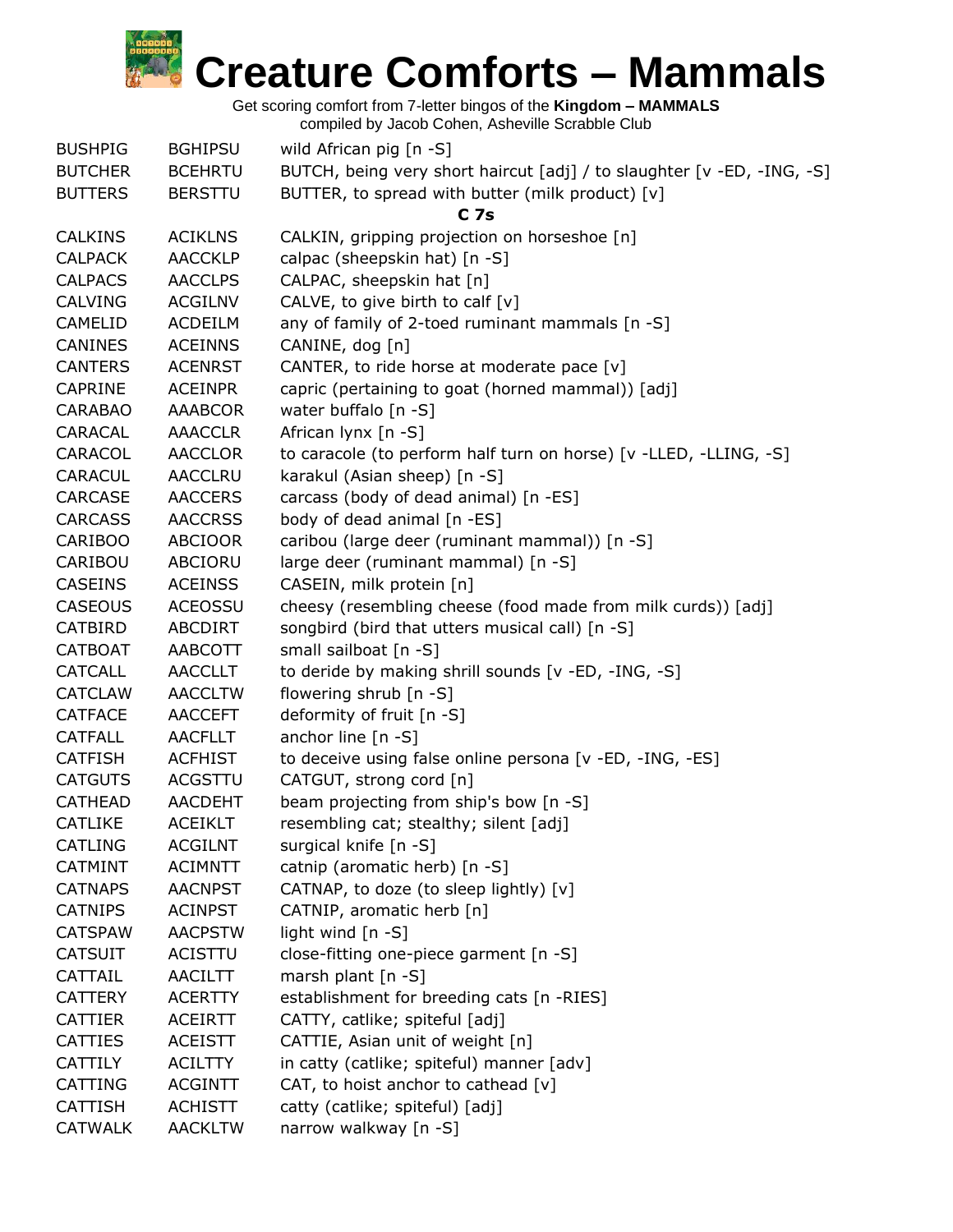# Creature Comforts – Mammals

Get scoring comfort from 7-letter bingos of the **Kingdom – MAMMALS**
compiled by Jacob Cohen, Asheville Scrabble Club

| | | |
|---|---|---|
| BUSHPIG | BGHIPSU | wild African pig [n -S] |
| BUTCHER | BCEHRTU | BUTCH, being very short haircut [adj] / to slaughter [v -ED, -ING, -S] |
| BUTTERS | BERSTTU | BUTTER, to spread with butter (milk product) [v] |
| | | **C 7s** |
| CALKINS | ACIKLNS | CALKIN, gripping projection on horseshoe [n] |
| CALPACK | AACCKLP | calpac (sheepskin hat) [n -S] |
| CALPACS | AACCLPS | CALPAC, sheepskin hat [n] |
| CALVING | ACGILNV | CALVE, to give birth to calf [v] |
| CAMELID | ACDEILM | any of family of 2-toed ruminant mammals [n -S] |
| CANINES | ACEINNS | CANINE, dog [n] |
| CANTERS | ACENRST | CANTER, to ride horse at moderate pace [v] |
| CAPRINE | ACEINPR | capric (pertaining to goat (horned mammal)) [adj] |
| CARABAO | AAABCOR | water buffalo [n -S] |
| CARACAL | AAACCLR | African lynx [n -S] |
| CARACOL | AACCLOR | to caracole (to perform half turn on horse) [v -LLED, -LLING, -S] |
| CARACUL | AACCLRU | karakul (Asian sheep) [n -S] |
| CARCASE | AACCERS | carcass (body of dead animal) [n -ES] |
| CARCASS | AACCRSS | body of dead animal [n -ES] |
| CARIBOO | ABCIOOR | caribou (large deer (ruminant mammal)) [n -S] |
| CARIBOU | ABCIORU | large deer (ruminant mammal) [n -S] |
| CASEINS | ACEINSS | CASEIN, milk protein [n] |
| CASEOUS | ACEOSSU | cheesy (resembling cheese (food made from milk curds)) [adj] |
| CATBIRD | ABCDIRT | songbird (bird that utters musical call) [n -S] |
| CATBOAT | AABCOTT | small sailboat [n -S] |
| CATCALL | AACCLLT | to deride by making shrill sounds [v -ED, -ING, -S] |
| CATCLAW | AACCLTW | flowering shrub [n -S] |
| CATFACE | AACCEFT | deformity of fruit [n -S] |
| CATFALL | AACFLLT | anchor line [n -S] |
| CATFISH | ACFHIST | to deceive using false online persona [v -ED, -ING, -ES] |
| CATGUTS | ACGSTTU | CATGUT, strong cord [n] |
| CATHEAD | AACDEHT | beam projecting from ship's bow [n -S] |
| CATLIKE | ACEIKLT | resembling cat; stealthy; silent [adj] |
| CATLING | ACGILNT | surgical knife [n -S] |
| CATMINT | ACIMNTT | catnip (aromatic herb) [n -S] |
| CATNAPS | AACNPST | CATNAP, to doze (to sleep lightly) [v] |
| CATNIPS | ACINPST | CATNIP, aromatic herb [n] |
| CATSPAW | AACPSTW | light wind [n -S] |
| CATSUIT | ACISTTU | close-fitting one-piece garment [n -S] |
| CATTAIL | AACILTT | marsh plant [n -S] |
| CATTERY | ACERTTY | establishment for breeding cats [n -RIES] |
| CATTIER | ACEIRTT | CATTY, catlike; spiteful [adj] |
| CATTIES | ACEISTT | CATTIE, Asian unit of weight [n] |
| CATTILY | ACILTTY | in catty (catlike; spiteful) manner [adv] |
| CATTING | ACGINTT | CAT, to hoist anchor to cathead [v] |
| CATTISH | ACHISTT | catty (catlike; spiteful) [adj] |
| CATWALK | AACKLTW | narrow walkway [n -S] |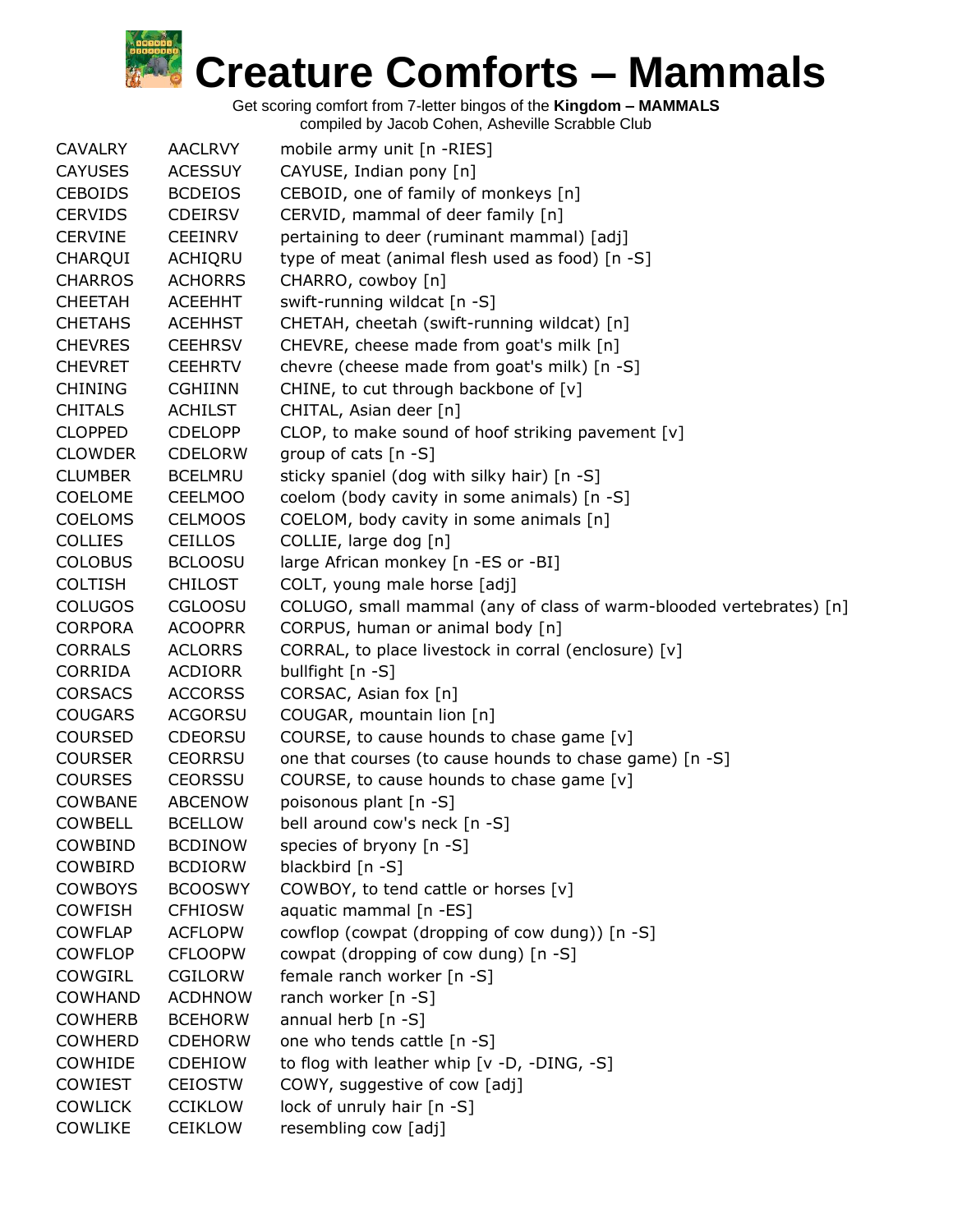# Creature Comforts – Mammals

Get scoring comfort from 7-letter bingos of the **Kingdom – MAMMALS**
compiled by Jacob Cohen, Asheville Scrabble Club

| | | |
|---|---|---|
| CAVALRY | AACLRVY | mobile army unit [n -RIES] |
| CAYUSES | ACESSUY | CAYUSE, Indian pony [n] |
| CEBOIDS | BCDEIOS | CEBOID, one of family of monkeys [n] |
| CERVIDS | CDEIRSV | CERVID, mammal of deer family [n] |
| CERVINE | CEEINRV | pertaining to deer (ruminant mammal) [adj] |
| CHARQUI | ACHIQRU | type of meat (animal flesh used as food) [n -S] |
| CHARROS | ACHORRS | CHARRO, cowboy [n] |
| CHEETAH | ACEEHHT | swift-running wildcat [n -S] |
| CHETAHS | ACEHHST | CHETAH, cheetah (swift-running wildcat) [n] |
| CHEVRES | CEEHRSV | CHEVRE, cheese made from goat's milk [n] |
| CHEVRET | CEEHRTV | chevre (cheese made from goat's milk) [n -S] |
| CHINING | CGHIINN | CHINE, to cut through backbone of [v] |
| CHITALS | ACHILST | CHITAL, Asian deer [n] |
| CLOPPED | CDELOPP | CLOP, to make sound of hoof striking pavement [v] |
| CLOWDER | CDELORW | group of cats [n -S] |
| CLUMBER | BCELMRU | sticky spaniel (dog with silky hair) [n -S] |
| COELOME | CEELMOO | coelom (body cavity in some animals) [n -S] |
| COELOMS | CELMOOS | COELOM, body cavity in some animals [n] |
| COLLIES | CEILLOS | COLLIE, large dog [n] |
| COLOBUS | BCLOOSU | large African monkey [n -ES or -BI] |
| COLTISH | CHILOST | COLT, young male horse [adj] |
| COLUGOS | CGLOOSU | COLUGO, small mammal (any of class of warm-blooded vertebrates) [n] |
| CORPORA | ACOOPRR | CORPUS, human or animal body [n] |
| CORRALS | ACLORRS | CORRAL, to place livestock in corral (enclosure) [v] |
| CORRIDA | ACDIORR | bullfight [n -S] |
| CORSACS | ACCORSS | CORSAC, Asian fox [n] |
| COUGARS | ACGORSU | COUGAR, mountain lion [n] |
| COURSED | CDEORSU | COURSE, to cause hounds to chase game [v] |
| COURSER | CEORRSU | one that courses (to cause hounds to chase game) [n -S] |
| COURSES | CEORSSU | COURSE, to cause hounds to chase game [v] |
| COWBANE | ABCENOW | poisonous plant [n -S] |
| COWBELL | BCELLOW | bell around cow's neck [n -S] |
| COWBIND | BCDINOW | species of bryony [n -S] |
| COWBIRD | BCDIORW | blackbird [n -S] |
| COWBOYS | BCOOSWY | COWBOY, to tend cattle or horses [v] |
| COWFISH | CFHIOSW | aquatic mammal [n -ES] |
| COWFLAP | ACFLOPW | cowflop (cowpat (dropping of cow dung)) [n -S] |
| COWFLOP | CFLOOPW | cowpat (dropping of cow dung) [n -S] |
| COWGIRL | CGILORW | female ranch worker [n -S] |
| COWHAND | ACDHNOW | ranch worker [n -S] |
| COWHERB | BCEHORW | annual herb [n -S] |
| COWHERD | CDEHORW | one who tends cattle [n -S] |
| COWHIDE | CDEHIOW | to flog with leather whip [v -D, -DING, -S] |
| COWIEST | CEIOSTW | COWY, suggestive of cow [adj] |
| COWLICK | CCIKLOW | lock of unruly hair [n -S] |
| COWLIKE | CEIKLOW | resembling cow [adj] |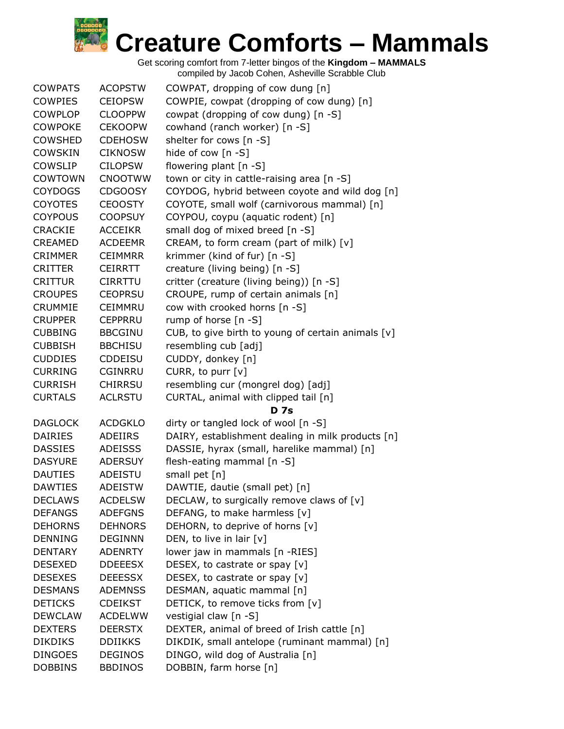# Creature Comforts – Mammals

Get scoring comfort from 7-letter bingos of the **Kingdom – MAMMALS**
compiled by Jacob Cohen, Asheville Scrabble Club

| | | |
|---|---|---|
| COWPATS | ACOPSTW | COWPAT, dropping of cow dung [n] |
| COWPIES | CEIOPSW | COWPIE, cowpat (dropping of cow dung) [n] |
| COWPLOP | CLOOPPW | cowpat (dropping of cow dung) [n -S] |
| COWPOKE | CEKOOPW | cowhand (ranch worker) [n -S] |
| COWSHED | CDEHOSW | shelter for cows [n -S] |
| COWSKIN | CIKNOSW | hide of cow [n -S] |
| COWSLIP | CILOPSW | flowering plant [n -S] |
| COWTOWN | CNOOTWW | town or city in cattle-raising area [n -S] |
| COYDOGS | CDGOOSY | COYDOG, hybrid between coyote and wild dog [n] |
| COYOTES | CEOOSTY | COYOTE, small wolf (carnivorous mammal) [n] |
| COYPOUS | COOPSUY | COYPOU, coypu (aquatic rodent) [n] |
| CRACKIE | ACCEIKR | small dog of mixed breed [n -S] |
| CREAMED | ACDEEMR | CREAM, to form cream (part of milk) [v] |
| CRIMMER | CEIMMRR | krimmer (kind of fur) [n -S] |
| CRITTER | CEIRRTT | creature (living being) [n -S] |
| CRITTUR | CIRRTTU | critter (creature (living being)) [n -S] |
| CROUPES | CEOPRSU | CROUPE, rump of certain animals [n] |
| CRUMMIE | CEIMMRU | cow with crooked horns [n -S] |
| CRUPPER | CEPPRRU | rump of horse [n -S] |
| CUBBING | BBCGINU | CUB, to give birth to young of certain animals [v] |
| CUBBISH | BBCHISU | resembling cub [adj] |
| CUDDIES | CDDEISU | CUDDY, donkey [n] |
| CURRING | CGINRRU | CURR, to purr [v] |
| CURRISH | CHIRRSU | resembling cur (mongrel dog) [adj] |
| CURTALS | ACLRSTU | CURTAL, animal with clipped tail [n] |
| | | **D 7s** |
| DAGLOCK | ACDGKLO | dirty or tangled lock of wool [n -S] |
| DAIRIES | ADEIIRS | DAIRY, establishment dealing in milk products [n] |
| DASSIES | ADEISSS | DASSIE, hyrax (small, harelike mammal) [n] |
| DASYURE | ADERSUY | flesh-eating mammal [n -S] |
| DAUTIES | ADEISTU | small pet [n] |
| DAWTIES | ADEISTW | DAWTIE, dautie (small pet) [n] |
| DECLAWS | ACDELSW | DECLAW, to surgically remove claws of [v] |
| DEFANGS | ADEFGNS | DEFANG, to make harmless [v] |
| DEHORNS | DEHNORS | DEHORN, to deprive of horns [v] |
| DENNING | DEGINNN | DEN, to live in lair [v] |
| DENTARY | ADENRTY | lower jaw in mammals [n -RIES] |
| DESEXED | DDEEESX | DESEX, to castrate or spay [v] |
| DESEXES | DEEESSX | DESEX, to castrate or spay [v] |
| DESMANS | ADEMNSS | DESMAN, aquatic mammal [n] |
| DETICKS | CDEIKST | DETICK, to remove ticks from [v] |
| DEWCLAW | ACDELWW | vestigial claw [n -S] |
| DEXTERS | DEERSTX | DEXTER, animal of breed of Irish cattle [n] |
| DIKDIKS | DDIIKKS | DIKDIK, small antelope (ruminant mammal) [n] |
| DINGOES | DEGINOS | DINGO, wild dog of Australia [n] |
| DOBBINS | BBDINOS | DOBBIN, farm horse [n] |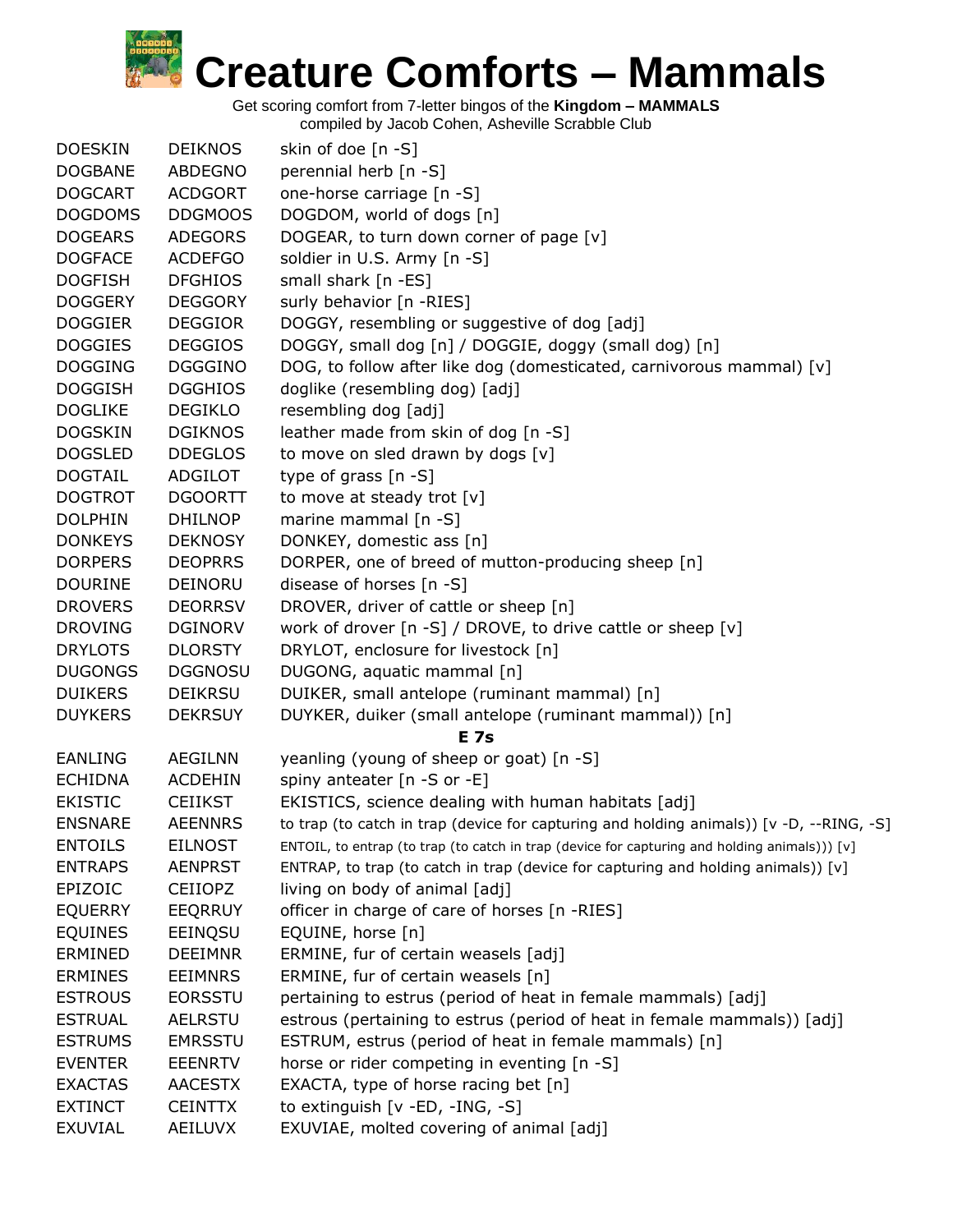# Creature Comforts – Mammals

Get scoring comfort from 7-letter bingos of the **Kingdom – MAMMALS**
compiled by Jacob Cohen, Asheville Scrabble Club

| | | |
|---|---|---|
| DOESKIN | DEIKNOS | skin of doe [n -S] |
| DOGBANE | ABDEGNO | perennial herb [n -S] |
| DOGCART | ACDGORT | one-horse carriage [n -S] |
| DOGDOMS | DDGMOOS | DOGDOM, world of dogs [n] |
| DOGEARS | ADEGORS | DOGEAR, to turn down corner of page [v] |
| DOGFACE | ACDEFGO | soldier in U.S. Army [n -S] |
| DOGFISH | DFGHIOS | small shark [n -ES] |
| DOGGERY | DEGGORY | surly behavior [n -RIES] |
| DOGGIER | DEGGIOR | DOGGY, resembling or suggestive of dog [adj] |
| DOGGIES | DEGGIOS | DOGGY, small dog [n] / DOGGIE, doggy (small dog) [n] |
| DOGGING | DGGGINO | DOG, to follow after like dog (domesticated, carnivorous mammal) [v] |
| DOGGISH | DGGHIOS | doglike (resembling dog) [adj] |
| DOGLIKE | DEGIKLO | resembling dog [adj] |
| DOGSKIN | DGIKNOS | leather made from skin of dog [n -S] |
| DOGSLED | DDEGLOS | to move on sled drawn by dogs [v] |
| DOGTAIL | ADGILOT | type of grass [n -S] |
| DOGTROT | DGOORTT | to move at steady trot [v] |
| DOLPHIN | DHILNOP | marine mammal [n -S] |
| DONKEYS | DEKNOSY | DONKEY, domestic ass [n] |
| DORPERS | DEOPRRS | DORPER, one of breed of mutton-producing sheep [n] |
| DOURINE | DEINORU | disease of horses [n -S] |
| DROVERS | DEORRSV | DROVER, driver of cattle or sheep [n] |
| DROVING | DGINORV | work of drover [n -S] / DROVE, to drive cattle or sheep [v] |
| DRYLOTS | DLORSTY | DRYLOT, enclosure for livestock [n] |
| DUGONGS | DGGNOSU | DUGONG, aquatic mammal [n] |
| DUIKERS | DEIKRSU | DUIKER, small antelope (ruminant mammal) [n] |
| DUYKERS | DEKRSUY | DUYKER, duiker (small antelope (ruminant mammal)) [n] |
| | | **E 7s** |
| EANLING | AEGILNN | yeanling (young of sheep or goat) [n -S] |
| ECHIDNA | ACDEHIN | spiny anteater [n -S or -E] |
| EKISTIC | CEIIKST | EKISTICS, science dealing with human habitats [adj] |
| ENSNARE | AEENNRS | to trap (to catch in trap (device for capturing and holding animals)) [v -D, --RING, -S] |
| ENTOILS | EILNOST | ENTOIL, to entrap (to trap (to catch in trap (device for capturing and holding animals))) [v] |
| ENTRAPS | AENPRST | ENTRAP, to trap (to catch in trap (device for capturing and holding animals)) [v] |
| EPIZOIC | CEIIOPZ | living on body of animal [adj] |
| EQUERRY | EEQRRUY | officer in charge of care of horses [n -RIES] |
| EQUINES | EEINQSU | EQUINE, horse [n] |
| ERMINED | DEEIMNR | ERMINE, fur of certain weasels [adj] |
| ERMINES | EEIMNRS | ERMINE, fur of certain weasels [n] |
| ESTROUS | EORSSTU | pertaining to estrus (period of heat in female mammals) [adj] |
| ESTRUAL | AELRSTU | estrous (pertaining to estrus (period of heat in female mammals)) [adj] |
| ESTRUMS | EMRSSTU | ESTRUM, estrus (period of heat in female mammals) [n] |
| EVENTER | EEENRTV | horse or rider competing in eventing [n -S] |
| EXACTAS | AACESTX | EXACTA, type of horse racing bet [n] |
| EXTINCT | CEINTTX | to extinguish [v -ED, -ING, -S] |
| EXUVIAL | AEILUVX | EXUVIAE, molted covering of animal [adj] |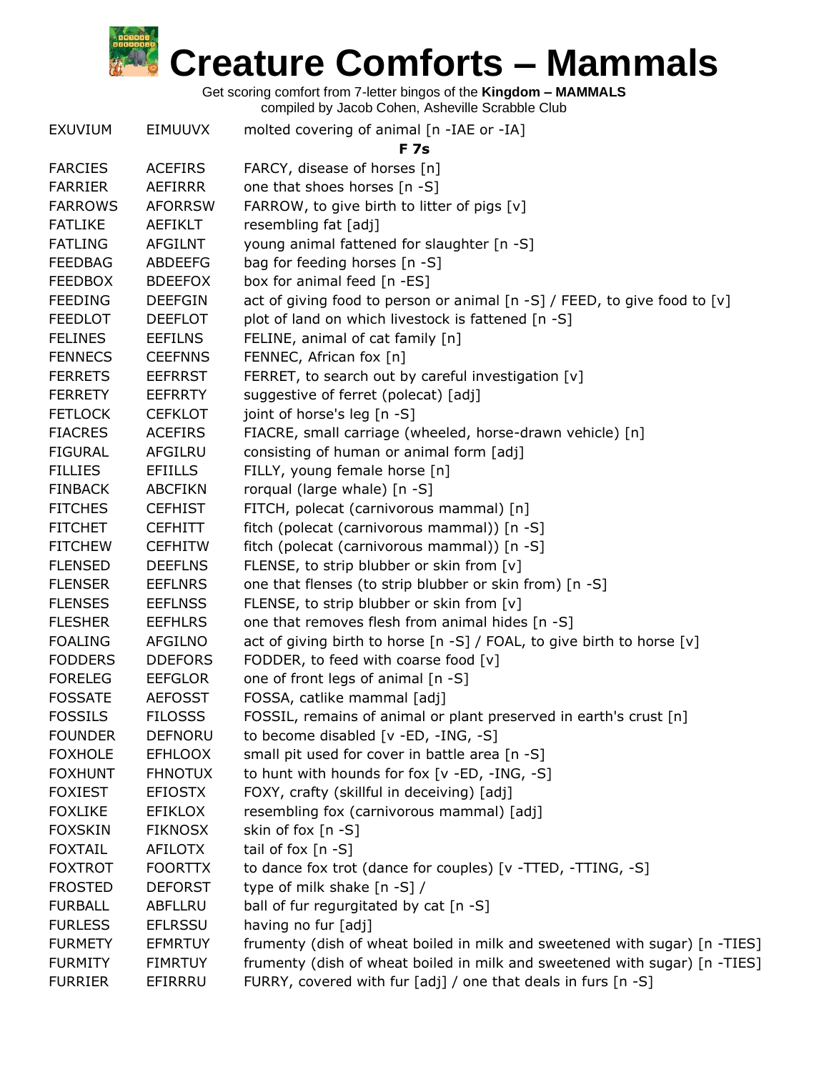# Creature Comforts – Mammals

Get scoring comfort from 7-letter bingos of the **Kingdom – MAMMALS**
compiled by Jacob Cohen, Asheville Scrabble Club

| | | |
|---|---|---|
| EXUVIUM | EIMUUVX | molted covering of animal [n -IAE or -IA] |
| | | **F 7s** |
| FARCIES | ACEFIRS | FARCY, disease of horses [n] |
| FARRIER | AEFIRRR | one that shoes horses [n -S] |
| FARROWS | AFORRSW | FARROW, to give birth to litter of pigs [v] |
| FATLIKE | AEFIKLT | resembling fat [adj] |
| FATLING | AFGILNT | young animal fattened for slaughter [n -S] |
| FEEDBAG | ABDEEFG | bag for feeding horses [n -S] |
| FEEDBOX | BDEEFOX | box for animal feed [n -ES] |
| FEEDING | DEEFGIN | act of giving food to person or animal [n -S] / FEED, to give food to [v] |
| FEEDLOT | DEEFLOT | plot of land on which livestock is fattened [n -S] |
| FELINES | EEFILNS | FELINE, animal of cat family [n] |
| FENNECS | CEEFNNS | FENNEC, African fox [n] |
| FERRETS | EEFRRST | FERRET, to search out by careful investigation [v] |
| FERRETY | EEFRRTY | suggestive of ferret (polecat) [adj] |
| FETLOCK | CEFKLOT | joint of horse's leg [n -S] |
| FIACRES | ACEFIRS | FIACRE, small carriage (wheeled, horse-drawn vehicle) [n] |
| FIGURAL | AFGILRU | consisting of human or animal form [adj] |
| FILLIES | EFIILLS | FILLY, young female horse [n] |
| FINBACK | ABCFIKN | rorqual (large whale) [n -S] |
| FITCHES | CEFHIST | FITCH, polecat (carnivorous mammal) [n] |
| FITCHET | CEFHITT | fitch (polecat (carnivorous mammal)) [n -S] |
| FITCHEW | CEFHITW | fitch (polecat (carnivorous mammal)) [n -S] |
| FLENSED | DEEFLNS | FLENSE, to strip blubber or skin from [v] |
| FLENSER | EEFLNRS | one that flenses (to strip blubber or skin from) [n -S] |
| FLENSES | EEFLNSS | FLENSE, to strip blubber or skin from [v] |
| FLESHER | EEFHLRS | one that removes flesh from animal hides [n -S] |
| FOALING | AFGILNO | act of giving birth to horse [n -S] / FOAL, to give birth to horse [v] |
| FODDERS | DDEFORS | FODDER, to feed with coarse food [v] |
| FORELEG | EEFGLOR | one of front legs of animal [n -S] |
| FOSSATE | AEFOSST | FOSSA, catlike mammal [adj] |
| FOSSILS | FILOSSS | FOSSIL, remains of animal or plant preserved in earth's crust [n] |
| FOUNDER | DEFNORU | to become disabled [v -ED, -ING, -S] |
| FOXHOLE | EFHLOOX | small pit used for cover in battle area [n -S] |
| FOXHUNT | FHNOTUX | to hunt with hounds for fox [v -ED, -ING, -S] |
| FOXIEST | EFIOSTX | FOXY, crafty (skillful in deceiving) [adj] |
| FOXLIKE | EFIKLOX | resembling fox (carnivorous mammal) [adj] |
| FOXSKIN | FIKNOSX | skin of fox [n -S] |
| FOXTAIL | AFILOTX | tail of fox [n -S] |
| FOXTROT | FOORTTX | to dance fox trot (dance for couples) [v -TTED, -TTING, -S] |
| FROSTED | DEFORST | type of milk shake [n -S] / |
| FURBALL | ABFLLRU | ball of fur regurgitated by cat [n -S] |
| FURLESS | EFLRSSU | having no fur [adj] |
| FURMETY | EFMRTUY | frumenty (dish of wheat boiled in milk and sweetened with sugar) [n -TIES] |
| FURMITY | FIMRTUY | frumenty (dish of wheat boiled in milk and sweetened with sugar) [n -TIES] |
| FURRIER | EFIRRRU | FURRY, covered with fur [adj] / one that deals in furs [n -S] |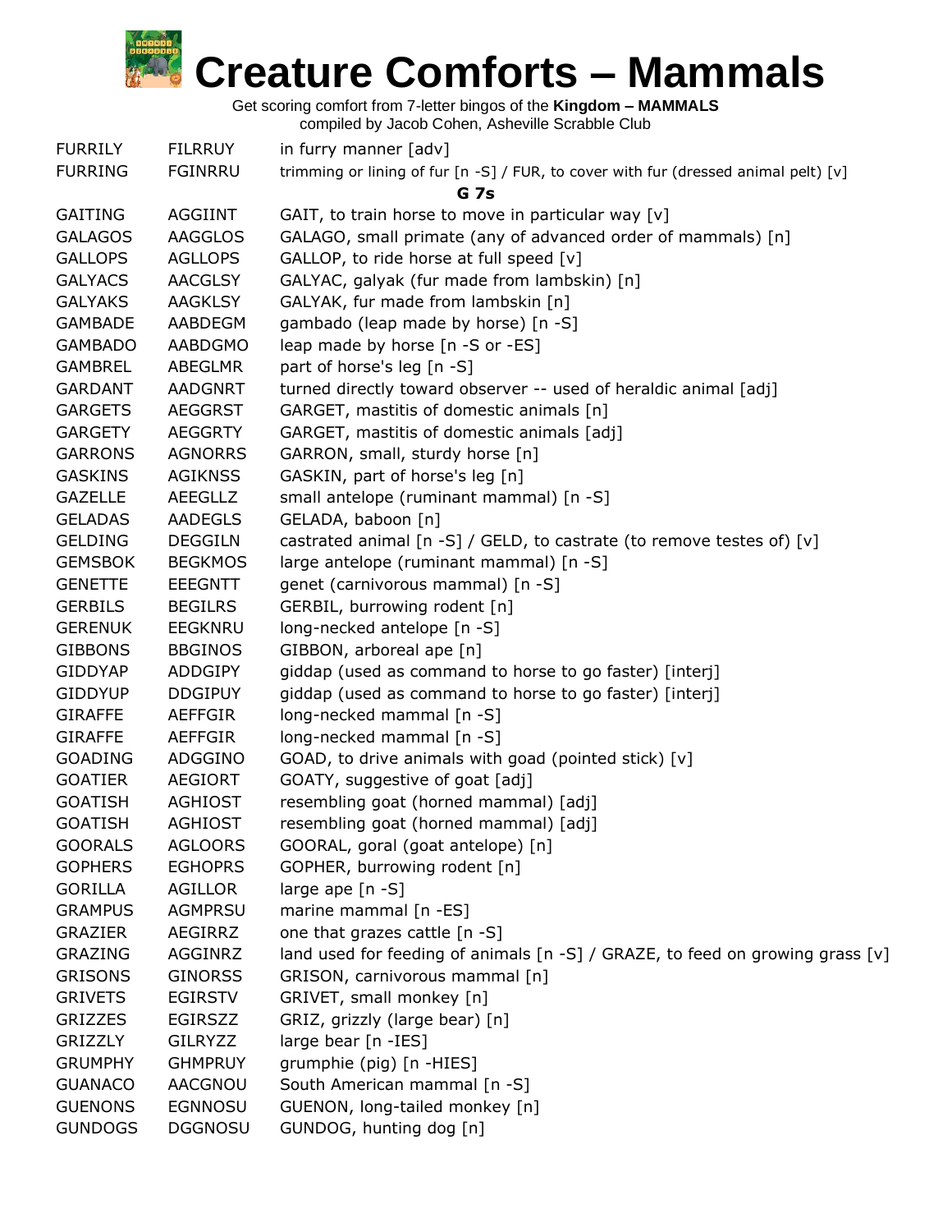# Creature Comforts – Mammals

Get scoring comfort from 7-letter bingos of the **Kingdom – MAMMALS**
compiled by Jacob Cohen, Asheville Scrabble Club

| | | |
|---|---|---|
| FURRILY | FILRRUY | in furry manner [adv] |
| FURRING | FGINRRU | trimming or lining of fur [n -S] / FUR, to cover with fur (dressed animal pelt) [v] |
| | | **G 7s** |
| GAITING | AGGIINT | GAIT, to train horse to move in particular way [v] |
| GALAGOS | AAGGLOS | GALAGO, small primate (any of advanced order of mammals) [n] |
| GALLOPS | AGLLOPS | GALLOP, to ride horse at full speed [v] |
| GALYACS | AACGLSY | GALYAC, galyak (fur made from lambskin) [n] |
| GALYAKS | AAGKLSY | GALYAK, fur made from lambskin [n] |
| GAMBADE | AABDEGM | gambado (leap made by horse) [n -S] |
| GAMBADO | AABDGMO | leap made by horse [n -S or -ES] |
| GAMBREL | ABEGLMR | part of horse's leg [n -S] |
| GARDANT | AADGNRT | turned directly toward observer -- used of heraldic animal [adj] |
| GARGETS | AEGGRST | GARGET, mastitis of domestic animals [n] |
| GARGETY | AEGGRTY | GARGET, mastitis of domestic animals [adj] |
| GARRONS | AGNORRS | GARRON, small, sturdy horse [n] |
| GASKINS | AGIKNSS | GASKIN, part of horse's leg [n] |
| GAZELLE | AEEGLLZ | small antelope (ruminant mammal) [n -S] |
| GELADAS | AADEGLS | GELADA, baboon [n] |
| GELDING | DEGGILN | castrated animal [n -S] / GELD, to castrate (to remove testes of) [v] |
| GEMSBOK | BEGKMOS | large antelope (ruminant mammal) [n -S] |
| GENETTE | EEEGNTT | genet (carnivorous mammal) [n -S] |
| GERBILS | BEGILRS | GERBIL, burrowing rodent [n] |
| GERENUK | EEGKNRU | long-necked antelope [n -S] |
| GIBBONS | BBGINOS | GIBBON, arboreal ape [n] |
| GIDDYAP | ADDGIPY | giddap (used as command to horse to go faster) [interj] |
| GIDDYUP | DDGIPUY | giddap (used as command to horse to go faster) [interj] |
| GIRAFFE | AEFFGIR | long-necked mammal [n -S] |
| GIRAFFE | AEFFGIR | long-necked mammal [n -S] |
| GOADING | ADGGINO | GOAD, to drive animals with goad (pointed stick) [v] |
| GOATIER | AEGIORT | GOATY, suggestive of goat [adj] |
| GOATISH | AGHIOST | resembling goat (horned mammal) [adj] |
| GOATISH | AGHIOST | resembling goat (horned mammal) [adj] |
| GOORALS | AGLOORS | GOORAL, goral (goat antelope) [n] |
| GOPHERS | EGHOPRS | GOPHER, burrowing rodent [n] |
| GORILLA | AGILLOR | large ape [n -S] |
| GRAMPUS | AGMPRSU | marine mammal [n -ES] |
| GRAZIER | AEGIRRZ | one that grazes cattle [n -S] |
| GRAZING | AGGINRZ | land used for feeding of animals [n -S] / GRAZE, to feed on growing grass [v] |
| GRISONS | GINORSS | GRISON, carnivorous mammal [n] |
| GRIVETS | EGIRSTV | GRIVET, small monkey [n] |
| GRIZZES | EGIRSZZ | GRIZ, grizzly (large bear) [n] |
| GRIZZLY | GILRYZZ | large bear [n -IES] |
| GRUMPHY | GHMPRUY | grumphie (pig) [n -HIES] |
| GUANACO | AACGNOU | South American mammal [n -S] |
| GUENONS | EGNNOSU | GUENON, long-tailed monkey [n] |
| GUNDOGS | DGGNOSU | GUNDOG, hunting dog [n] |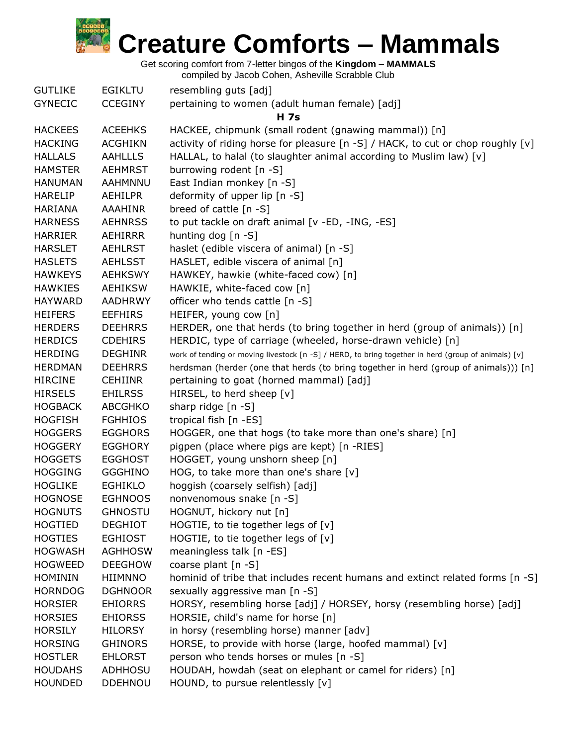# Creature Comforts – Mammals

Get scoring comfort from 7-letter bingos of the **Kingdom – MAMMALS**
compiled by Jacob Cohen, Asheville Scrabble Club

| | | |
|---|---|---|
| GUTLIKE | EGIKLTU | resembling guts [adj] |
| GYNECIC | CCEGINY | pertaining to women (adult human female) [adj] |
| | | **H 7s** |
| HACKEES | ACEEHKS | HACKEE, chipmunk (small rodent (gnawing mammal)) [n] |
| HACKING | ACGHIKN | activity of riding horse for pleasure [n -S] / HACK, to cut or chop roughly [v] |
| HALLALS | AAHLLLS | HALLAL, to halal (to slaughter animal according to Muslim law) [v] |
| HAMSTER | AEHMRST | burrowing rodent [n -S] |
| HANUMAN | AAHMNNU | East Indian monkey [n -S] |
| HARELIP | AEHILPR | deformity of upper lip [n -S] |
| HARIANA | AAAHINR | breed of cattle [n -S] |
| HARNESS | AEHNRSS | to put tackle on draft animal [v -ED, -ING, -ES] |
| HARRIER | AEHIRRR | hunting dog [n -S] |
| HARSLET | AEHLRST | haslet (edible viscera of animal) [n -S] |
| HASLETS | AEHLSST | HASLET, edible viscera of animal [n] |
| HAWKEYS | AEHKSWY | HAWKEY, hawkie (white-faced cow) [n] |
| HAWKIES | AEHIKSW | HAWKIE, white-faced cow [n] |
| HAYWARD | AADHRWY | officer who tends cattle [n -S] |
| HEIFERS | EEFHIRS | HEIFER, young cow [n] |
| HERDERS | DEEHRRS | HERDER, one that herds (to bring together in herd (group of animals)) [n] |
| HERDICS | CDEHIRS | HERDIC, type of carriage (wheeled, horse-drawn vehicle) [n] |
| HERDING | DEGHINR | work of tending or moving livestock [n -S] / HERD, to bring together in herd (group of animals) [v] |
| HERDMAN | DEEHRRS | herdsman (herder (one that herds (to bring together in herd (group of animals))) [n] |
| HIRCINE | CEHIINR | pertaining to goat (horned mammal) [adj] |
| HIRSELS | EHILRSS | HIRSEL, to herd sheep [v] |
| HOGBACK | ABCGHKO | sharp ridge [n -S] |
| HOGFISH | FGHHIOS | tropical fish [n -ES] |
| HOGGERS | EGGHORS | HOGGER, one that hogs (to take more than one's share) [n] |
| HOGGERY | EGGHORY | pigpen (place where pigs are kept) [n -RIES] |
| HOGGETS | EGGHOST | HOGGET, young unshorn sheep [n] |
| HOGGING | GGGHINO | HOG, to take more than one's share [v] |
| HOGLIKE | EGHIKLO | hoggish (coarsely selfish) [adj] |
| HOGNOSE | EGHNOOS | nonvenomous snake [n -S] |
| HOGNUTS | GHNOSTU | HOGNUT, hickory nut [n] |
| HOGTIED | DEGHIOT | HOGTIE, to tie together legs of [v] |
| HOGTIES | EGHIOST | HOGTIE, to tie together legs of [v] |
| HOGWASH | AGHHOSW | meaningless talk [n -ES] |
| HOGWEED | DEEGHOW | coarse plant [n -S] |
| HOMININ | HIIMNNO | hominid of tribe that includes recent humans and extinct related forms [n -S] |
| HORNDOG | DGHNOOR | sexually aggressive man [n -S] |
| HORSIER | EHIORRS | HORSY, resembling horse [adj] / HORSEY, horsy (resembling horse) [adj] |
| HORSIES | EHIORSS | HORSIE, child's name for horse [n] |
| HORSILY | HILORSY | in horsy (resembling horse) manner [adv] |
| HORSING | GHINORS | HORSE, to provide with horse (large, hoofed mammal) [v] |
| HOSTLER | EHLORST | person who tends horses or mules [n -S] |
| HOUDAHS | ADHHOSU | HOUDAH, howdah (seat on elephant or camel for riders) [n] |
| HOUNDED | DDEHNOU | HOUND, to pursue relentlessly [v] |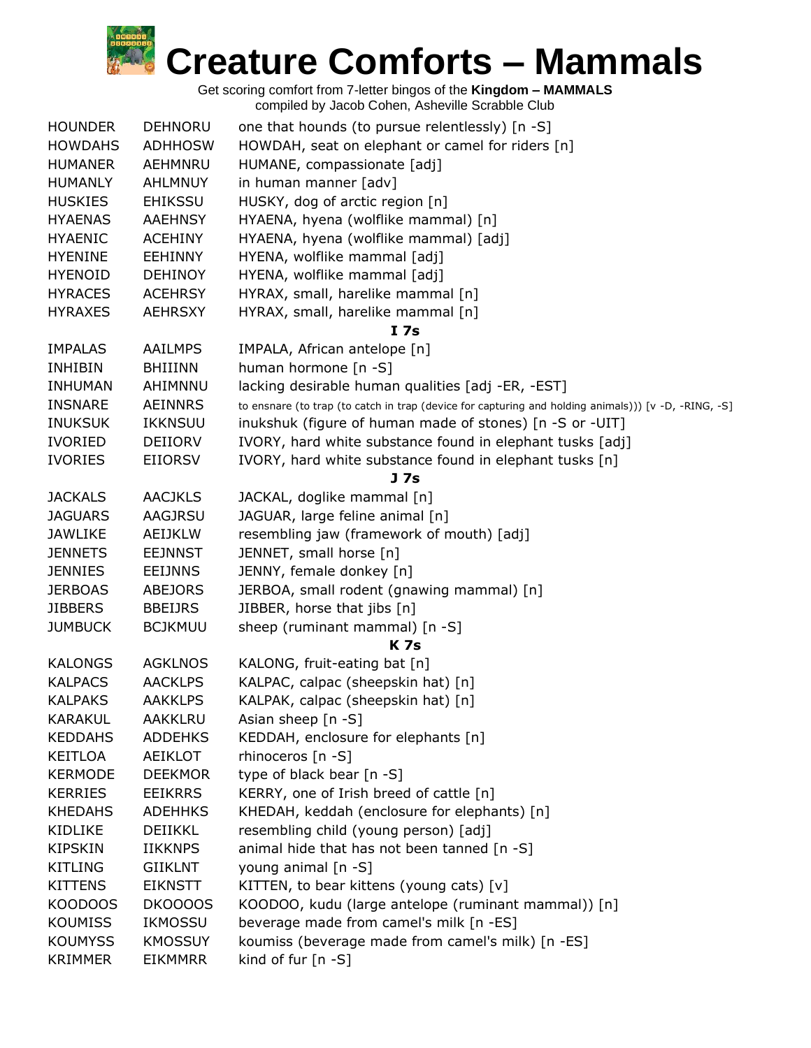# Creature Comforts – Mammals

Get scoring comfort from 7-letter bingos of the **Kingdom – MAMMALS**
compiled by Jacob Cohen, Asheville Scrabble Club

| | | |
|---|---|---|
| HOUNDER | DEHNORU | one that hounds (to pursue relentlessly) [n -S] |
| HOWDAHS | ADHHOSW | HOWDAH, seat on elephant or camel for riders [n] |
| HUMANER | AEHMNRU | HUMANE, compassionate [adj] |
| HUMANLY | AHLMNUY | in human manner [adv] |
| HUSKIES | EHIKSSU | HUSKY, dog of arctic region [n] |
| HYAENAS | AAEHNSY | HYAENA, hyena (wolflike mammal) [n] |
| HYAENIC | ACEHINY | HYAENA, hyena (wolflike mammal) [adj] |
| HYENINE | EEHINNY | HYENA, wolflike mammal [adj] |
| HYENOID | DEHINOY | HYENA, wolflike mammal [adj] |
| HYRACES | ACEHRSY | HYRAX, small, harelike mammal [n] |
| HYRAXES | AEHRSXY | HYRAX, small, harelike mammal [n] |
| | | **I 7s** |
| IMPALAS | AAILMPS | IMPALA, African antelope [n] |
| INHIBIN | BHIIINN | human hormone [n -S] |
| INHUMAN | AHIMNNU | lacking desirable human qualities [adj -ER, -EST] |
| INSNARE | AEINNRS | to ensnare (to trap (to catch in trap (device for capturing and holding animals))) [v -D, -RING, -S] |
| INUKSUK | IKKNSUU | inukshuk (figure of human made of stones) [n -S or -UIT] |
| IVORIED | DEIIORV | IVORY, hard white substance found in elephant tusks [adj] |
| IVORIES | EIIORSV | IVORY, hard white substance found in elephant tusks [n] |
| | | **J 7s** |
| JACKALS | AACJKLS | JACKAL, doglike mammal [n] |
| JAGUARS | AAGJRSU | JAGUAR, large feline animal [n] |
| JAWLIKE | AEIJKLW | resembling jaw (framework of mouth) [adj] |
| JENNETS | EEJNNST | JENNET, small horse [n] |
| JENNIES | EEIJNNS | JENNY, female donkey [n] |
| JERBOAS | ABEJORS | JERBOA, small rodent (gnawing mammal) [n] |
| JIBBERS | BBEIJRS | JIBBER, horse that jibs [n] |
| JUMBUCK | BCJKMUU | sheep (ruminant mammal) [n -S] |
| | | **K 7s** |
| KALONGS | AGKLNOS | KALONG, fruit-eating bat [n] |
| KALPACS | AACKLPS | KALPAC, calpac (sheepskin hat) [n] |
| KALPAKS | AAKKLPS | KALPAK, calpac (sheepskin hat) [n] |
| KARAKUL | AAKKLRU | Asian sheep [n -S] |
| KEDDAHS | ADDEHKS | KEDDAH, enclosure for elephants [n] |
| KEITLOA | AEIKLOT | rhinoceros [n -S] |
| KERMODE | DEEKMOR | type of black bear [n -S] |
| KERRIES | EEIKRRS | KERRY, one of Irish breed of cattle [n] |
| KHEDAHS | ADEHHKS | KHEDAH, keddah (enclosure for elephants) [n] |
| KIDLIKE | DEIIKKL | resembling child (young person) [adj] |
| KIPSKIN | IIKKNPS | animal hide that has not been tanned [n -S] |
| KITLING | GIIKLNT | young animal [n -S] |
| KITTENS | EIKNSTT | KITTEN, to bear kittens (young cats) [v] |
| KOODOOS | DKOOOOS | KOODOO, kudu (large antelope (ruminant mammal)) [n] |
| KOUMISS | IKMOSSU | beverage made from camel's milk [n -ES] |
| KOUMYSS | KMOSSUY | koumiss (beverage made from camel's milk) [n -ES] |
| KRIMMER | EIKMMRR | kind of fur [n -S] |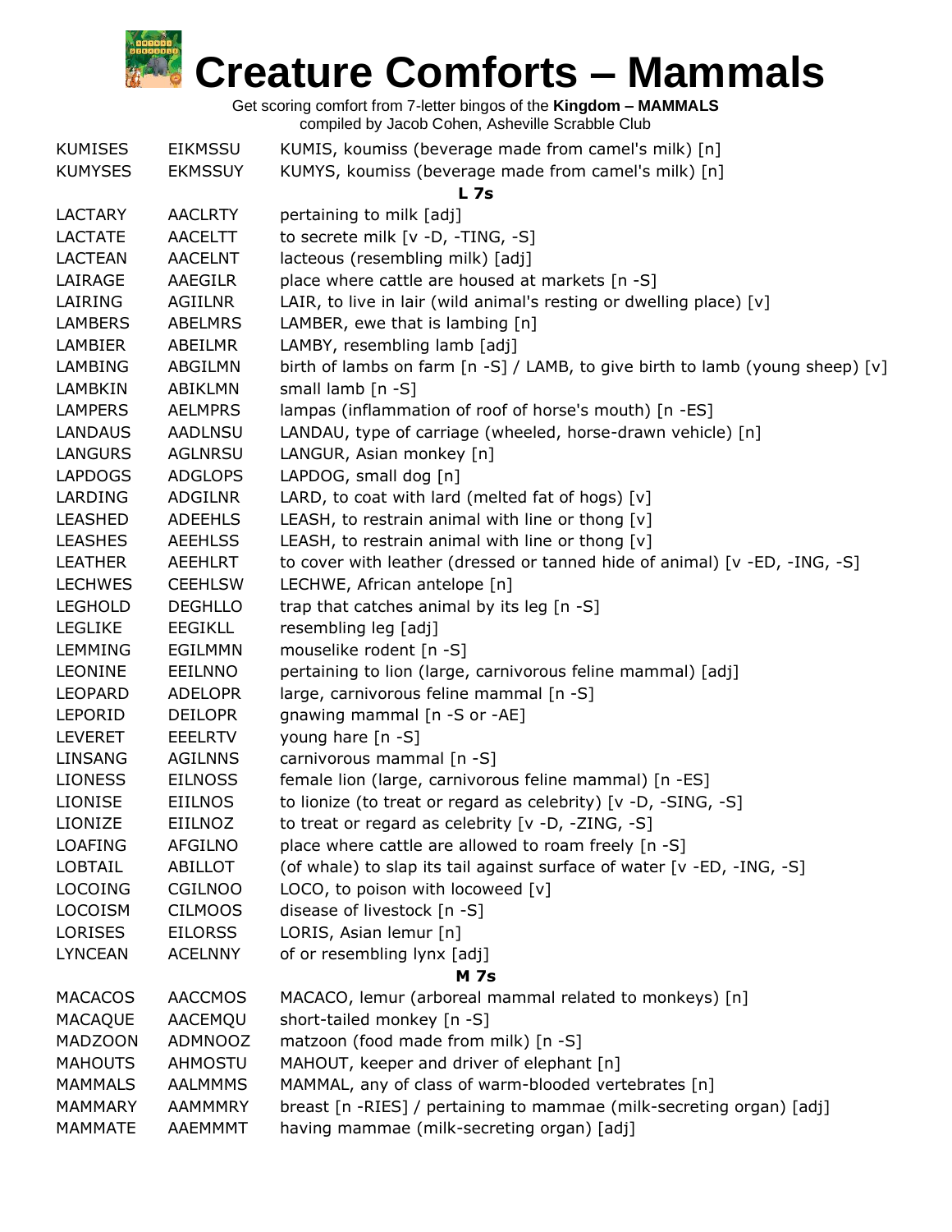# Creature Comforts – Mammals

Get scoring comfort from 7-letter bingos of the **Kingdom – MAMMALS**
compiled by Jacob Cohen, Asheville Scrabble Club

| | | |
|---|---|---|
| KUMISES | EIKMSSU | KUMIS, koumiss (beverage made from camel's milk) [n] |
| KUMYSES | EKMSSUY | KUMYS, koumiss (beverage made from camel's milk) [n] |
| | | **L 7s** |
| LACTARY | AACLRTY | pertaining to milk [adj] |
| LACTATE | AACELTT | to secrete milk [v -D, -TING, -S] |
| LACTEAN | AACELNT | lacteous (resembling milk) [adj] |
| LAIRAGE | AAEGILR | place where cattle are housed at markets [n -S] |
| LAIRING | AGIILNR | LAIR, to live in lair (wild animal's resting or dwelling place) [v] |
| LAMBERS | ABELMRS | LAMBER, ewe that is lambing [n] |
| LAMBIER | ABEILMR | LAMBY, resembling lamb [adj] |
| LAMBING | ABGILMN | birth of lambs on farm [n -S] / LAMB, to give birth to lamb (young sheep) [v] |
| LAMBKIN | ABIKLMN | small lamb [n -S] |
| LAMPERS | AELMPRS | lampas (inflammation of roof of horse's mouth) [n -ES] |
| LANDAUS | AADLNSU | LANDAU, type of carriage (wheeled, horse-drawn vehicle) [n] |
| LANGURS | AGLNRSU | LANGUR, Asian monkey [n] |
| LAPDOGS | ADGLOPS | LAPDOG, small dog [n] |
| LARDING | ADGILNR | LARD, to coat with lard (melted fat of hogs) [v] |
| LEASHED | ADEEHLS | LEASH, to restrain animal with line or thong [v] |
| LEASHES | AEEHLSS | LEASH, to restrain animal with line or thong [v] |
| LEATHER | AEEHLRT | to cover with leather (dressed or tanned hide of animal) [v -ED, -ING, -S] |
| LECHWES | CEEHLSW | LECHWE, African antelope [n] |
| LEGHOLD | DEGHLLO | trap that catches animal by its leg [n -S] |
| LEGLIKE | EEGIKLL | resembling leg [adj] |
| LEMMING | EGILMMN | mouselike rodent [n -S] |
| LEONINE | EEILNNO | pertaining to lion (large, carnivorous feline mammal) [adj] |
| LEOPARD | ADELOPR | large, carnivorous feline mammal [n -S] |
| LEPORID | DEILOPR | gnawing mammal [n -S or -AE] |
| LEVERET | EEELRTV | young hare [n -S] |
| LINSANG | AGILNNS | carnivorous mammal [n -S] |
| LIONESS | EILNOSS | female lion (large, carnivorous feline mammal) [n -ES] |
| LIONISE | EIILNOS | to lionize (to treat or regard as celebrity) [v -D, -SING, -S] |
| LIONIZE | EIILNOZ | to treat or regard as celebrity [v -D, -ZING, -S] |
| LOAFING | AFGILNO | place where cattle are allowed to roam freely [n -S] |
| LOBTAIL | ABILLOT | (of whale) to slap its tail against surface of water [v -ED, -ING, -S] |
| LOCOING | CGILNOO | LOCO, to poison with locoweed [v] |
| LOCOISM | CILMOOS | disease of livestock [n -S] |
| LORISES | EILORSS | LORIS, Asian lemur [n] |
| LYNCEAN | ACELNNY | of or resembling lynx [adj] |
| | | **M 7s** |
| MACACOS | AACCMOS | MACACO, lemur (arboreal mammal related to monkeys) [n] |
| MACAQUE | AACEMQU | short-tailed monkey [n -S] |
| MADZOON | ADMNOOZ | matzoon (food made from milk) [n -S] |
| MAHOUTS | AHMOSTU | MAHOUT, keeper and driver of elephant [n] |
| MAMMALS | AALMMMS | MAMMAL, any of class of warm-blooded vertebrates [n] |
| MAMMARY | AAMMMRY | breast [n -RIES] / pertaining to mammae (milk-secreting organ) [adj] |
| MAMMATE | AAEMMMT | having mammae (milk-secreting organ) [adj] |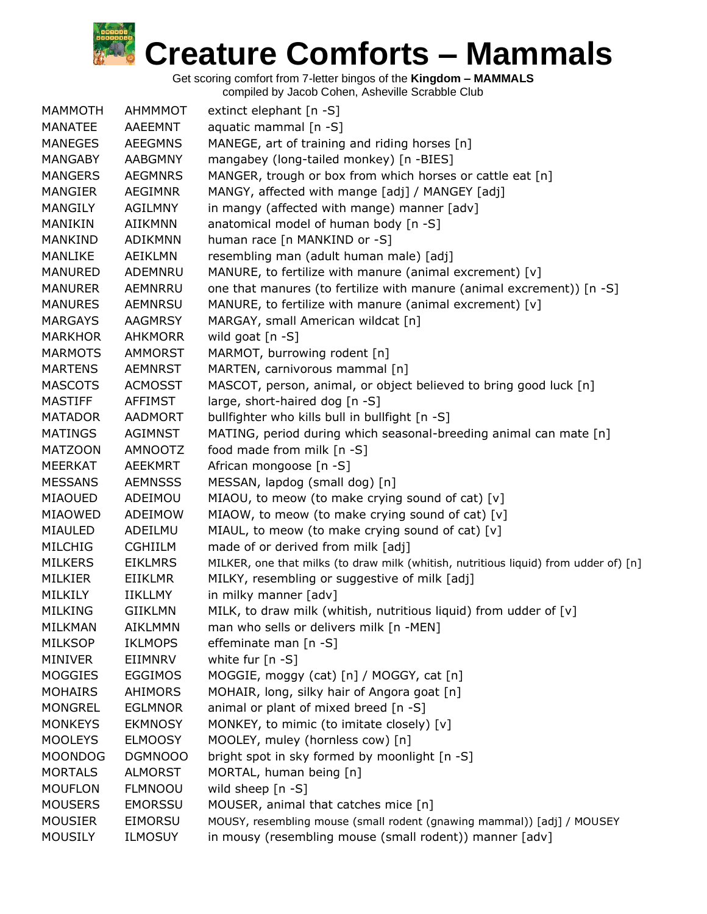# Creature Comforts – Mammals

Get scoring comfort from 7-letter bingos of the **Kingdom – MAMMALS**
compiled by Jacob Cohen, Asheville Scrabble Club

| | | |
|---|---|---|
| MAMMOTH | AHMMMOT | extinct elephant [n -S] |
| MANATEE | AAEEMNT | aquatic mammal [n -S] |
| MANEGES | AEEGMNS | MANEGE, art of training and riding horses [n] |
| MANGABY | AABGMNY | mangabey (long-tailed monkey) [n -BIES] |
| MANGERS | AEGMNRS | MANGER, trough or box from which horses or cattle eat [n] |
| MANGIER | AEGIMNR | MANGY, affected with mange [adj] / MANGEY [adj] |
| MANGILY | AGILMNY | in mangy (affected with mange) manner [adv] |
| MANIKIN | AIIKMNN | anatomical model of human body [n -S] |
| MANKIND | ADIKMNN | human race [n MANKIND or -S] |
| MANLIKE | AEIKLMN | resembling man (adult human male) [adj] |
| MANURED | ADEMNRU | MANURE, to fertilize with manure (animal excrement) [v] |
| MANURER | AEMNRRU | one that manures (to fertilize with manure (animal excrement)) [n -S] |
| MANURES | AEMNRSU | MANURE, to fertilize with manure (animal excrement) [v] |
| MARGAYS | AAGMRSY | MARGAY, small American wildcat [n] |
| MARKHOR | AHKMORR | wild goat [n -S] |
| MARMOTS | AMMORST | MARMOT, burrowing rodent [n] |
| MARTENS | AEMNRST | MARTEN, carnivorous mammal [n] |
| MASCOTS | ACMOSST | MASCOT, person, animal, or object believed to bring good luck [n] |
| MASTIFF | AFFIMST | large, short-haired dog [n -S] |
| MATADOR | AADMORT | bullfighter who kills bull in bullfight [n -S] |
| MATINGS | AGIMNST | MATING, period during which seasonal-breeding animal can mate [n] |
| MATZOON | AMNOOTZ | food made from milk [n -S] |
| MEERKAT | AEEKMRT | African mongoose [n -S] |
| MESSANS | AEMNSSS | MESSAN, lapdog (small dog) [n] |
| MIAOUED | ADEIMOU | MIAOU, to meow (to make crying sound of cat) [v] |
| MIAOWED | ADEIMOW | MIAOW, to meow (to make crying sound of cat) [v] |
| MIAULED | ADEILMU | MIAUL, to meow (to make crying sound of cat) [v] |
| MILCHIG | CGHIILM | made of or derived from milk [adj] |
| MILKERS | EIKLMRS | MILKER, one that milks (to draw milk (whitish, nutritious liquid) from udder of) [n] |
| MILKIER | EIIKLMR | MILKY, resembling or suggestive of milk [adj] |
| MILKILY | IIKLLMY | in milky manner [adv] |
| MILKING | GIIKLMN | MILK, to draw milk (whitish, nutritious liquid) from udder of [v] |
| MILKMAN | AIKLMMN | man who sells or delivers milk [n -MEN] |
| MILKSOP | IKLMOPS | effeminate man [n -S] |
| MINIVER | EIIMNRV | white fur [n -S] |
| MOGGIES | EGGIMOS | MOGGIE, moggy (cat) [n] / MOGGY, cat [n] |
| MOHAIRS | AHIMORS | MOHAIR, long, silky hair of Angora goat [n] |
| MONGREL | EGLMNOR | animal or plant of mixed breed [n -S] |
| MONKEYS | EKMNOSY | MONKEY, to mimic (to imitate closely) [v] |
| MOOLEYS | ELMOOSY | MOOLEY, muley (hornless cow) [n] |
| MOONDOG | DGMNOOO | bright spot in sky formed by moonlight [n -S] |
| MORTALS | ALMORST | MORTAL, human being [n] |
| MOUFLON | FLMNOOU | wild sheep [n -S] |
| MOUSERS | EMORSSU | MOUSER, animal that catches mice [n] |
| MOUSIER | EIMORSU | MOUSY, resembling mouse (small rodent (gnawing mammal)) [adj] / MOUSEY |
| MOUSILY | ILMOSUY | in mousy (resembling mouse (small rodent)) manner [adv] |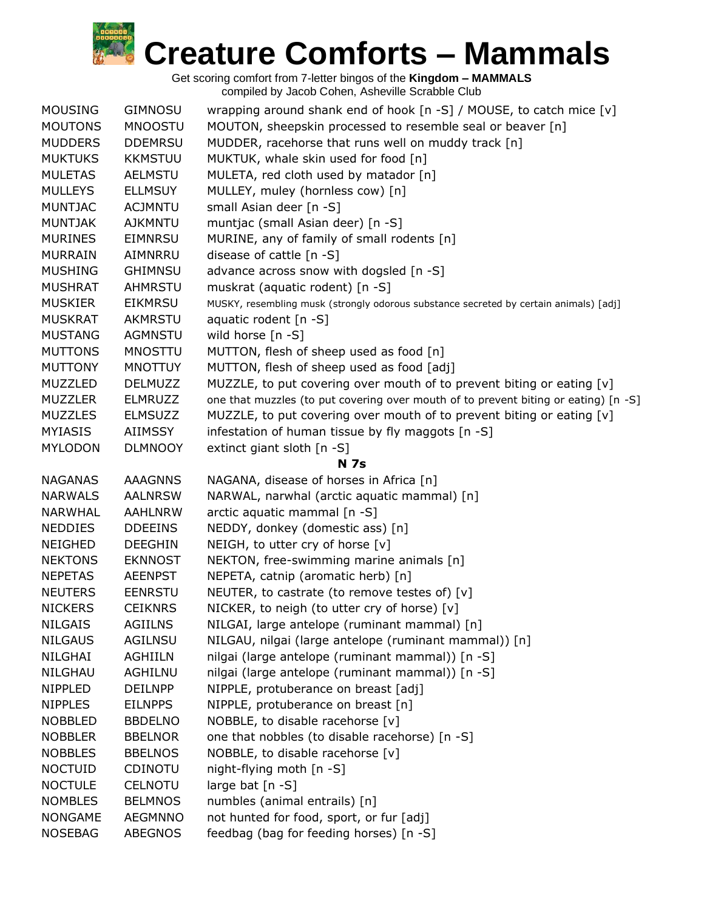# Creature Comforts – Mammals

Get scoring comfort from 7-letter bingos of the **Kingdom – MAMMALS**
compiled by Jacob Cohen, Asheville Scrabble Club

| | | |
|---|---|---|
| MOUSING | GIMNOSU | wrapping around shank end of hook [n -S] / MOUSE, to catch mice [v] |
| MOUTONS | MNOOSTU | MOUTON, sheepskin processed to resemble seal or beaver [n] |
| MUDDERS | DDEMRSU | MUDDER, racehorse that runs well on muddy track [n] |
| MUKTUKS | KKMSTUU | MUKTUK, whale skin used for food [n] |
| MULETAS | AELMSTU | MULETA, red cloth used by matador [n] |
| MULLEYS | ELLMSUY | MULLEY, muley (hornless cow) [n] |
| MUNTJAC | ACJMNTU | small Asian deer [n -S] |
| MUNTJAK | AJKMNTU | muntjac (small Asian deer) [n -S] |
| MURINES | EIMNRSU | MURINE, any of family of small rodents [n] |
| MURRAIN | AIMNRRU | disease of cattle [n -S] |
| MUSHING | GHIMNSU | advance across snow with dogsled [n -S] |
| MUSHRAT | AHMRSTU | muskrat (aquatic rodent) [n -S] |
| MUSKIER | EIKMRSU | MUSKY, resembling musk (strongly odorous substance secreted by certain animals) [adj] |
| MUSKRAT | AKMRSTU | aquatic rodent [n -S] |
| MUSTANG | AGMNSTU | wild horse [n -S] |
| MUTTONS | MNOSTTU | MUTTON, flesh of sheep used as food [n] |
| MUTTONY | MNOTTUY | MUTTON, flesh of sheep used as food [adj] |
| MUZZLED | DELMUZZ | MUZZLE, to put covering over mouth of to prevent biting or eating [v] |
| MUZZLER | ELMRUZZ | one that muzzles (to put covering over mouth of to prevent biting or eating) [n -S] |
| MUZZLES | ELMSUZZ | MUZZLE, to put covering over mouth of to prevent biting or eating [v] |
| MYIASIS | AIIMSSY | infestation of human tissue by fly maggots [n -S] |
| MYLODON | DLMNOOY | extinct giant sloth [n -S] |

**N 7s**

| | | |
|---|---|---|
| NAGANAS | AAAGNNS | NAGANA, disease of horses in Africa [n] |
| NARWALS | AALNRSW | NARWAL, narwhal (arctic aquatic mammal) [n] |
| NARWHAL | AAHLNRW | arctic aquatic mammal [n -S] |
| NEDDIES | DDEEINS | NEDDY, donkey (domestic ass) [n] |
| NEIGHED | DEEGHIN | NEIGH, to utter cry of horse [v] |
| NEKTONS | EKNNOST | NEKTON, free-swimming marine animals [n] |
| NEPETAS | AEENPST | NEPETA, catnip (aromatic herb) [n] |
| NEUTERS | EENRSTU | NEUTER, to castrate (to remove testes of) [v] |
| NICKERS | CEIKNRS | NICKER, to neigh (to utter cry of horse) [v] |
| NILGAIS | AGIILNS | NILGAI, large antelope (ruminant mammal) [n] |
| NILGAUS | AGILNSU | NILGAU, nilgai (large antelope (ruminant mammal)) [n] |
| NILGHAI | AGHIILN | nilgai (large antelope (ruminant mammal)) [n -S] |
| NILGHAU | AGHILNU | nilgai (large antelope (ruminant mammal)) [n -S] |
| NIPPLED | DEILNPP | NIPPLE, protuberance on breast [adj] |
| NIPPLES | EILNPPS | NIPPLE, protuberance on breast [n] |
| NOBBLED | BBDELNO | NOBBLE, to disable racehorse [v] |
| NOBBLER | BBELNOR | one that nobbles (to disable racehorse) [n -S] |
| NOBBLES | BBELNOS | NOBBLE, to disable racehorse [v] |
| NOCTUID | CDINOTU | night-flying moth [n -S] |
| NOCTULE | CELNOTU | large bat [n -S] |
| NOMBLES | BELMNOS | numbles (animal entrails) [n] |
| NONGAME | AEGMNNO | not hunted for food, sport, or fur [adj] |
| NOSEBAG | ABEGNOS | feedbag (bag for feeding horses) [n -S] |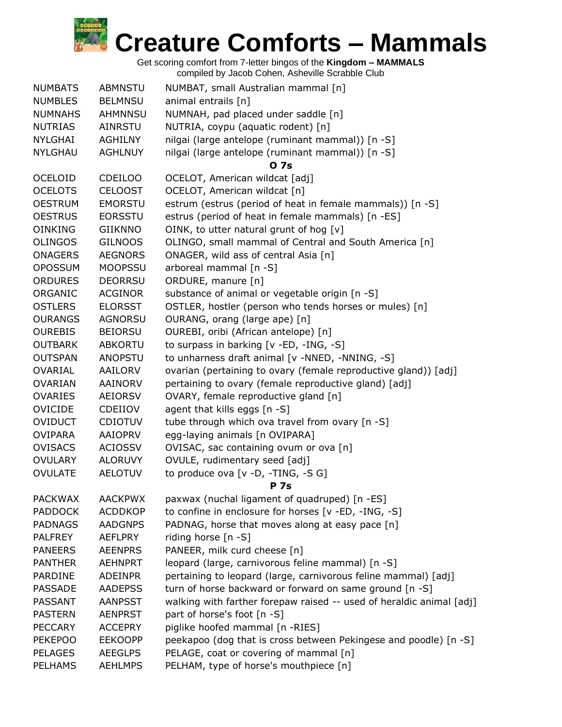# Creature Comforts – Mammals

Get scoring comfort from 7-letter bingos of the **Kingdom – MAMMALS**
compiled by Jacob Cohen, Asheville Scrabble Club

| | | |
|---|---|---|
| NUMBATS | ABMNSTU | NUMBAT, small Australian mammal [n] |
| NUMBLES | BELMNSU | animal entrails [n] |
| NUMNAHS | AHMNNSU | NUMNAH, pad placed under saddle [n] |
| NUTRIAS | AINRSTU | NUTRIA, coypu (aquatic rodent) [n] |
| NYLGHAI | AGHILNY | nilgai (large antelope (ruminant mammal)) [n -S] |
| NYLGHAU | AGHLNUY | nilgai (large antelope (ruminant mammal)) [n -S] |
| | | **O 7s** |
| OCELOID | CDEILOO | OCELOT, American wildcat [adj] |
| OCELOTS | CELOOST | OCELOT, American wildcat [n] |
| OESTRUM | EMORSTU | estrum (estrus (period of heat in female mammals)) [n -S] |
| OESTRUS | EORSSTU | estrus (period of heat in female mammals) [n -ES] |
| OINKING | GIIKNNO | OINK, to utter natural grunt of hog [v] |
| OLINGOS | GILNOOS | OLINGO, small mammal of Central and South America [n] |
| ONAGERS | AEGNORS | ONAGER, wild ass of central Asia [n] |
| OPOSSUM | MOOPSSU | arboreal mammal [n -S] |
| ORDURES | DEORRSU | ORDURE, manure [n] |
| ORGANIC | ACGINOR | substance of animal or vegetable origin [n -S] |
| OSTLERS | ELORSST | OSTLER, hostler (person who tends horses or mules) [n] |
| OURANGS | AGNORSU | OURANG, orang (large ape) [n] |
| OUREBIS | BEIORSU | OUREBI, oribi (African antelope) [n] |
| OUTBARK | ABKORTU | to surpass in barking [v -ED, -ING, -S] |
| OUTSPAN | ANOPSTU | to unharness draft animal [v -NNED, -NNING, -S] |
| OVARIAL | AAILORV | ovarian (pertaining to ovary (female reproductive gland)) [adj] |
| OVARIAN | AAINORV | pertaining to ovary (female reproductive gland) [adj] |
| OVARIES | AEIORSV | OVARY, female reproductive gland [n] |
| OVICIDE | CDEIIOV | agent that kills eggs [n -S] |
| OVIDUCT | CDIOTUV | tube through which ova travel from ovary [n -S] |
| OVIPARA | AAIOPRV | egg-laying animals [n OVIPARA] |
| OVISACS | ACIOSSV | OVISAC, sac containing ovum or ova [n] |
| OVULARY | ALORUVY | OVULE, rudimentary seed [adj] |
| OVULATE | AELOTUV | to produce ova [v -D, -TING, -S G] |
| | | **P 7s** |
| PACKWAX | AACKPWX | paxwax (nuchal ligament of quadruped) [n -ES] |
| PADDOCK | ACDDKOP | to confine in enclosure for horses [v -ED, -ING, -S] |
| PADNAGS | AADGNPS | PADNAG, horse that moves along at easy pace [n] |
| PALFREY | AEFLPRY | riding horse [n -S] |
| PANEERS | AEENPRS | PANEER, milk curd cheese [n] |
| PANTHER | AEHNPRT | leopard (large, carnivorous feline mammal) [n -S] |
| PARDINE | ADEINPR | pertaining to leopard (large, carnivorous feline mammal) [adj] |
| PASSADE | AADEPSS | turn of horse backward or forward on same ground [n -S] |
| PASSANT | AANPSST | walking with farther forepaw raised -- used of heraldic animal [adj] |
| PASTERN | AENPRST | part of horse's foot [n -S] |
| PECCARY | ACCEPRY | piglike hoofed mammal [n -RIES] |
| PEKEPOO | EEKOOPP | peekapoo (dog that is cross between Pekingese and poodle) [n -S] |
| PELAGES | AEEGLPS | PELAGE, coat or covering of mammal [n] |
| PELHAMS | AEHLMPS | PELHAM, type of horse's mouthpiece [n] |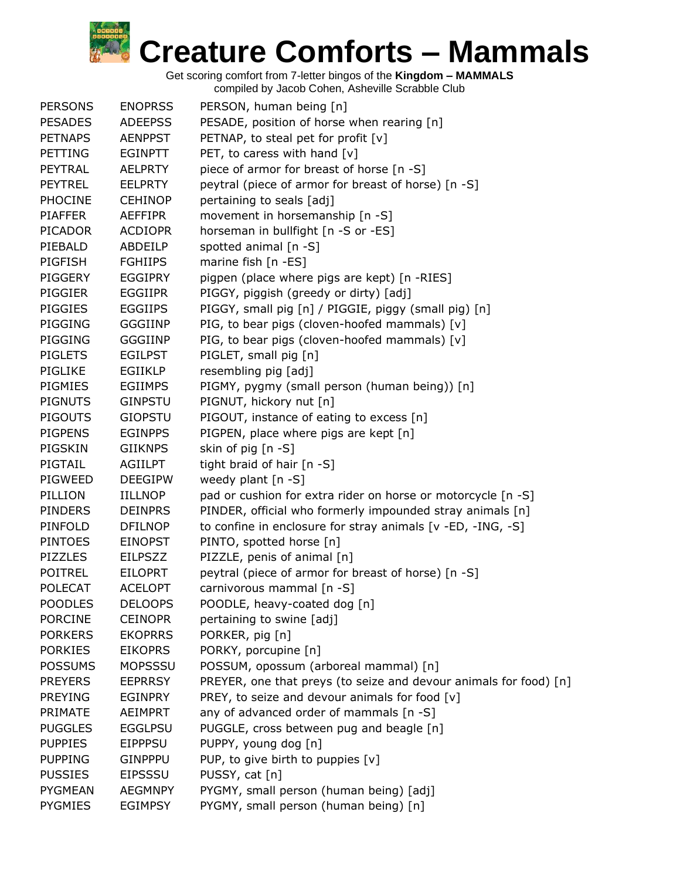# Creature Comforts – Mammals

Get scoring comfort from 7-letter bingos of the **Kingdom – MAMMALS**
compiled by Jacob Cohen, Asheville Scrabble Club

| | | |
|---|---|---|
| PERSONS | ENOPRSS | PERSON, human being [n] |
| PESADES | ADEEPSS | PESADE, position of horse when rearing [n] |
| PETNAPS | AENPPST | PETNAP, to steal pet for profit [v] |
| PETTING | EGINPTT | PET, to caress with hand [v] |
| PEYTRAL | AELPRTY | piece of armor for breast of horse [n -S] |
| PEYTREL | EELPRTY | peytral (piece of armor for breast of horse) [n -S] |
| PHOCINE | CEHINOP | pertaining to seals [adj] |
| PIAFFER | AEFFIPR | movement in horsemanship [n -S] |
| PICADOR | ACDIOPR | horseman in bullfight [n -S or -ES] |
| PIEBALD | ABDEILP | spotted animal [n -S] |
| PIGFISH | FGHIIPS | marine fish [n -ES] |
| PIGGERY | EGGIPRY | pigpen (place where pigs are kept) [n -RIES] |
| PIGGIER | EGGIIPR | PIGGY, piggish (greedy or dirty) [adj] |
| PIGGIES | EGGIIPS | PIGGY, small pig [n] / PIGGIE, piggy (small pig) [n] |
| PIGGING | GGGIINP | PIG, to bear pigs (cloven-hoofed mammals) [v] |
| PIGGING | GGGIINP | PIG, to bear pigs (cloven-hoofed mammals) [v] |
| PIGLETS | EGILPST | PIGLET, small pig [n] |
| PIGLIKE | EGIIKLP | resembling pig [adj] |
| PIGMIES | EGIIMPS | PIGMY, pygmy (small person (human being)) [n] |
| PIGNUTS | GINPSTU | PIGNUT, hickory nut [n] |
| PIGOUTS | GIOPSTU | PIGOUT, instance of eating to excess [n] |
| PIGPENS | EGINPPS | PIGPEN, place where pigs are kept [n] |
| PIGSKIN | GIIKNPS | skin of pig [n -S] |
| PIGTAIL | AGIILPT | tight braid of hair [n -S] |
| PIGWEED | DEEGIPW | weedy plant [n -S] |
| PILLION | IILLNOP | pad or cushion for extra rider on horse or motorcycle [n -S] |
| PINDERS | DEINPRS | PINDER, official who formerly impounded stray animals [n] |
| PINFOLD | DFILNOP | to confine in enclosure for stray animals [v -ED, -ING, -S] |
| PINTOES | EINOPST | PINTO, spotted horse [n] |
| PIZZLES | EILPSZZ | PIZZLE, penis of animal [n] |
| POITREL | EILOPRT | peytral (piece of armor for breast of horse) [n -S] |
| POLECAT | ACELOPT | carnivorous mammal [n -S] |
| POODLES | DELOOPS | POODLE, heavy-coated dog [n] |
| PORCINE | CEINOPR | pertaining to swine [adj] |
| PORKERS | EKOPRRS | PORKER, pig [n] |
| PORKIES | EIKOPRS | PORKY, porcupine [n] |
| POSSUMS | MOPSSSU | POSSUM, opossum (arboreal mammal) [n] |
| PREYERS | EEPRRSY | PREYER, one that preys (to seize and devour animals for food) [n] |
| PREYING | EGINPRY | PREY, to seize and devour animals for food [v] |
| PRIMATE | AEIMPRT | any of advanced order of mammals [n -S] |
| PUGGLES | EGGLPSU | PUGGLE, cross between pug and beagle [n] |
| PUPPIES | EIPPPSU | PUPPY, young dog [n] |
| PUPPING | GINPPPU | PUP, to give birth to puppies [v] |
| PUSSIES | EIPSSSU | PUSSY, cat [n] |
| PYGMEAN | AEGMNPY | PYGMY, small person (human being) [adj] |
| PYGMIES | EGIMPSY | PYGMY, small person (human being) [n] |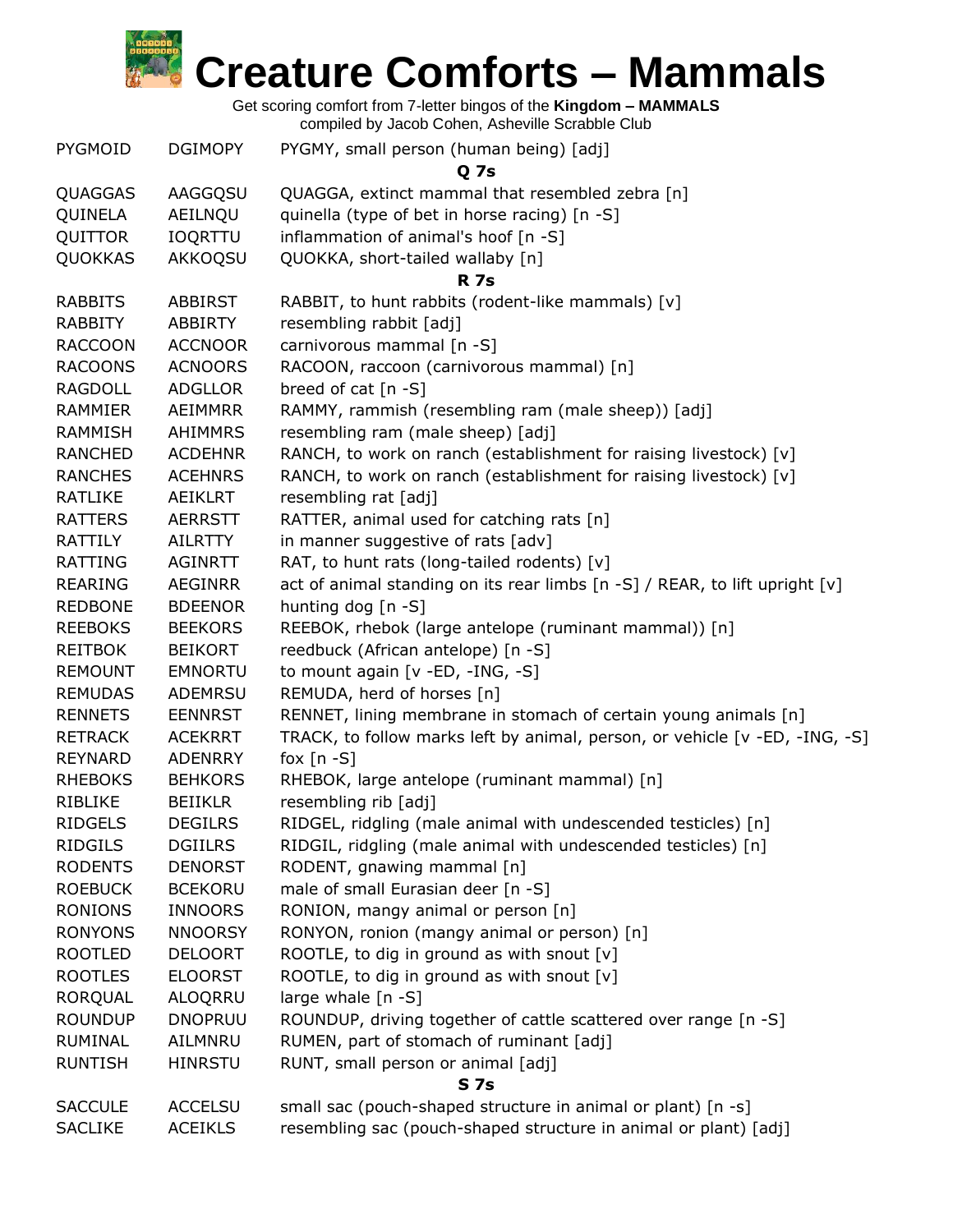# Creature Comforts – Mammals

Get scoring comfort from 7-letter bingos of the **Kingdom – MAMMALS**
compiled by Jacob Cohen, Asheville Scrabble Club

| | | |
|---|---|---|
| PYGMOID | DGIMOPY | PYGMY, small person (human being) [adj] |
| | | **Q 7s** |
| QUAGGAS | AAGGQSU | QUAGGA, extinct mammal that resembled zebra [n] |
| QUINELA | AEILNQU | quinella (type of bet in horse racing) [n -S] |
| QUITTOR | IOQRTTU | inflammation of animal's hoof [n -S] |
| QUOKKAS | AKKOQSU | QUOKKA, short-tailed wallaby [n] |
| | | **R 7s** |
| RABBITS | ABBIRST | RABBIT, to hunt rabbits (rodent-like mammals) [v] |
| RABBITY | ABBIRTY | resembling rabbit [adj] |
| RACCOON | ACCNOOR | carnivorous mammal [n -S] |
| RACOONS | ACNOORS | RACOON, raccoon (carnivorous mammal) [n] |
| RAGDOLL | ADGLLOR | breed of cat [n -S] |
| RAMMIER | AEIMMRR | RAMMY, rammish (resembling ram (male sheep)) [adj] |
| RAMMISH | AHIMMRS | resembling ram (male sheep) [adj] |
| RANCHED | ACDEHNR | RANCH, to work on ranch (establishment for raising livestock) [v] |
| RANCHES | ACEHNRS | RANCH, to work on ranch (establishment for raising livestock) [v] |
| RATLIKE | AEIKLRT | resembling rat [adj] |
| RATTERS | AERRSTT | RATTER, animal used for catching rats [n] |
| RATTILY | AILRTTY | in manner suggestive of rats [adv] |
| RATTING | AGINRTT | RAT, to hunt rats (long-tailed rodents) [v] |
| REARING | AEGINRR | act of animal standing on its rear limbs [n -S] / REAR, to lift upright [v] |
| REDBONE | BDEENOR | hunting dog [n -S] |
| REEBOKS | BEEKORS | REEBOK, rhebok (large antelope (ruminant mammal)) [n] |
| REITBOK | BEIKORT | reedbuck (African antelope) [n -S] |
| REMOUNT | EMNORTU | to mount again [v -ED, -ING, -S] |
| REMUDAS | ADEMRSU | REMUDA, herd of horses [n] |
| RENNETS | EENNRST | RENNET, lining membrane in stomach of certain young animals [n] |
| RETRACK | ACEKRRT | TRACK, to follow marks left by animal, person, or vehicle [v -ED, -ING, -S] |
| REYNARD | ADENRRY | fox [n -S] |
| RHEBOKS | BEHKORS | RHEBOK, large antelope (ruminant mammal) [n] |
| RIBLIKE | BEIIKLR | resembling rib [adj] |
| RIDGELS | DEGILRS | RIDGEL, ridgling (male animal with undescended testicles) [n] |
| RIDGILS | DGIILRS | RIDGIL, ridgling (male animal with undescended testicles) [n] |
| RODENTS | DENORST | RODENT, gnawing mammal [n] |
| ROEBUCK | BCEKORU | male of small Eurasian deer [n -S] |
| RONIONS | INNOORS | RONION, mangy animal or person [n] |
| RONYONS | NNOORSY | RONYON, ronion (mangy animal or person) [n] |
| ROOTLED | DELOORT | ROOTLE, to dig in ground as with snout [v] |
| ROOTLES | ELOORST | ROOTLE, to dig in ground as with snout [v] |
| RORQUAL | ALOQRRU | large whale [n -S] |
| ROUNDUP | DNOPRUU | ROUNDUP, driving together of cattle scattered over range [n -S] |
| RUMINAL | AILMNRU | RUMEN, part of stomach of ruminant [adj] |
| RUNTISH | HINRSTU | RUNT, small person or animal [adj] |
| | | **S 7s** |
| SACCULE | ACCELSU | small sac (pouch-shaped structure in animal or plant) [n -s] |
| SACLIKE | ACEIKLS | resembling sac (pouch-shaped structure in animal or plant) [adj] |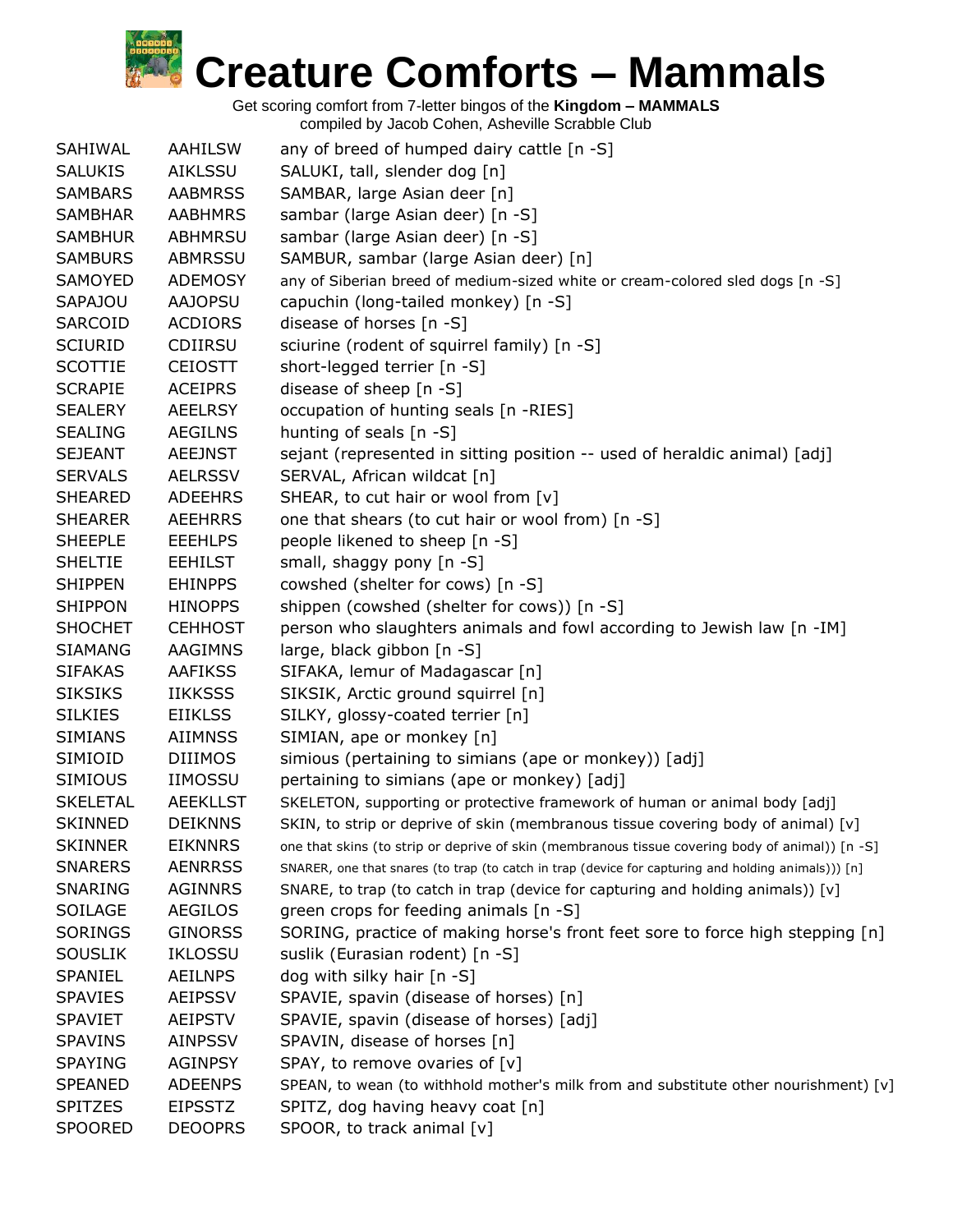# Creature Comforts – Mammals

Get scoring comfort from 7-letter bingos of the **Kingdom – MAMMALS**
compiled by Jacob Cohen, Asheville Scrabble Club

| | | |
|---|---|---|
| SAHIWAL | AAHILSW | any of breed of humped dairy cattle [n -S] |
| SALUKIS | AIKLSSU | SALUKI, tall, slender dog [n] |
| SAMBARS | AABMRSS | SAMBAR, large Asian deer [n] |
| SAMBHAR | AABHMRS | sambar (large Asian deer) [n -S] |
| SAMBHUR | ABHMRSU | sambar (large Asian deer) [n -S] |
| SAMBURS | ABMRSSU | SAMBUR, sambar (large Asian deer) [n] |
| SAMOYED | ADEMOSY | any of Siberian breed of medium-sized white or cream-colored sled dogs [n -S] |
| SAPAJOU | AAJOPSU | capuchin (long-tailed monkey) [n -S] |
| SARCOID | ACDIORS | disease of horses [n -S] |
| SCIURID | CDIIRSU | sciurine (rodent of squirrel family) [n -S] |
| SCOTTIE | CEIOSTT | short-legged terrier [n -S] |
| SCRAPIE | ACEIPRS | disease of sheep [n -S] |
| SEALERY | AEELRSY | occupation of hunting seals [n -RIES] |
| SEALING | AEGILNS | hunting of seals [n -S] |
| SEJEANT | AEEJNST | sejant (represented in sitting position -- used of heraldic animal) [adj] |
| SERVALS | AELRSSV | SERVAL, African wildcat [n] |
| SHEARED | ADEEHRS | SHEAR, to cut hair or wool from [v] |
| SHEARER | AEEHRRS | one that shears (to cut hair or wool from) [n -S] |
| SHEEPLE | EEEHLPS | people likened to sheep [n -S] |
| SHELTIE | EEHILST | small, shaggy pony [n -S] |
| SHIPPEN | EHINPPS | cowshed (shelter for cows) [n -S] |
| SHIPPON | HINOPPS | shippen (cowshed (shelter for cows)) [n -S] |
| SHOCHET | CEHHOST | person who slaughters animals and fowl according to Jewish law [n -IM] |
| SIAMANG | AAGIMNS | large, black gibbon [n -S] |
| SIFAKAS | AAFIKSS | SIFAKA, lemur of Madagascar [n] |
| SIKSIKS | IIKKSSS | SIKSIK, Arctic ground squirrel [n] |
| SILKIES | EIIKLSS | SILKY, glossy-coated terrier [n] |
| SIMIANS | AIIMNSS | SIMIAN, ape or monkey [n] |
| SIMIOID | DIIIMOS | simious (pertaining to simians (ape or monkey)) [adj] |
| SIMIOUS | IIMOSSU | pertaining to simians (ape or monkey) [adj] |
| SKELETAL | AEEKLLST | SKELETON, supporting or protective framework of human or animal body [adj] |
| SKINNED | DEIKNNS | SKIN, to strip or deprive of skin (membranous tissue covering body of animal) [v] |
| SKINNER | EIKNNRS | one that skins (to strip or deprive of skin (membranous tissue covering body of animal)) [n -S] |
| SNARERS | AENRRSS | SNARER, one that snares (to trap (to catch in trap (device for capturing and holding animals))) [n] |
| SNARING | AGINNRS | SNARE, to trap (to catch in trap (device for capturing and holding animals)) [v] |
| SOILAGE | AEGILOS | green crops for feeding animals [n -S] |
| SORINGS | GINORSS | SORING, practice of making horse's front feet sore to force high stepping [n] |
| SOUSLIK | IKLOSSU | suslik (Eurasian rodent) [n -S] |
| SPANIEL | AEILNPS | dog with silky hair [n -S] |
| SPAVIES | AEIPSSV | SPAVIE, spavin (disease of horses) [n] |
| SPAVIET | AEIPSTV | SPAVIE, spavin (disease of horses) [adj] |
| SPAVINS | AINPSSV | SPAVIN, disease of horses [n] |
| SPAYING | AGINPSY | SPAY, to remove ovaries of [v] |
| SPEANED | ADEENPS | SPEAN, to wean (to withhold mother's milk from and substitute other nourishment) [v] |
| SPITZES | EIPSSTZ | SPITZ, dog having heavy coat [n] |
| SPOORED | DEOOPRS | SPOOR, to track animal [v] |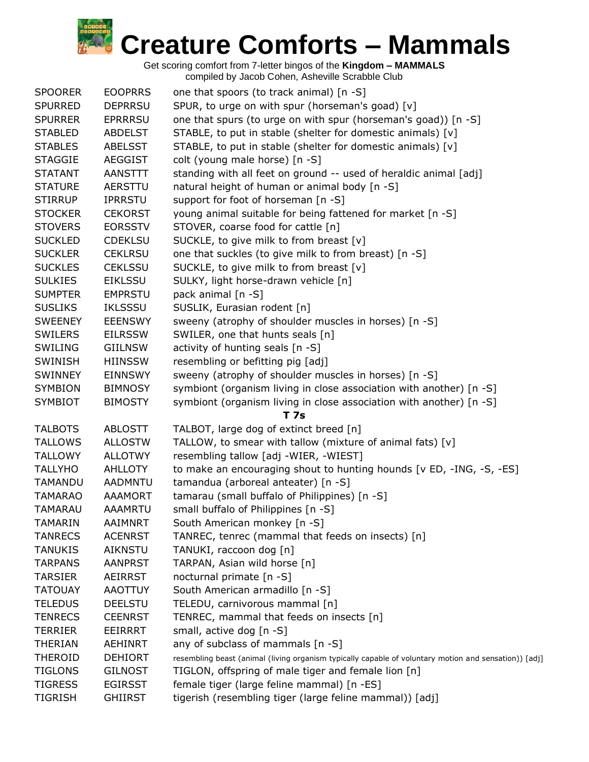# Creature Comforts – Mammals

Get scoring comfort from 7-letter bingos of the **Kingdom – MAMMALS**
compiled by Jacob Cohen, Asheville Scrabble Club

| | | |
|---|---|---|
| SPOORER | EOOPRRS | one that spoors (to track animal) [n -S] |
| SPURRED | DEPRRSU | SPUR, to urge on with spur (horseman's goad) [v] |
| SPURRER | EPRRRSU | one that spurs (to urge on with spur (horseman's goad)) [n -S] |
| STABLED | ABDELST | STABLE, to put in stable (shelter for domestic animals) [v] |
| STABLES | ABELSST | STABLE, to put in stable (shelter for domestic animals) [v] |
| STAGGIE | AEGGIST | colt (young male horse) [n -S] |
| STATANT | AANSTTT | standing with all feet on ground -- used of heraldic animal [adj] |
| STATURE | AERSTTU | natural height of human or animal body [n -S] |
| STIRRUP | IPRRSTU | support for foot of horseman [n -S] |
| STOCKER | CEKORST | young animal suitable for being fattened for market [n -S] |
| STOVERS | EORSSTV | STOVER, coarse food for cattle [n] |
| SUCKLED | CDEKLSU | SUCKLE, to give milk to from breast [v] |
| SUCKLER | CEKLRSU | one that suckles (to give milk to from breast) [n -S] |
| SUCKLES | CEKLSSU | SUCKLE, to give milk to from breast [v] |
| SULKIES | EIKLSSU | SULKY, light horse-drawn vehicle [n] |
| SUMPTER | EMPRSTU | pack animal [n -S] |
| SUSLIKS | IKLSSSU | SUSLIK, Eurasian rodent [n] |
| SWEENEY | EEENSWY | sweeny (atrophy of shoulder muscles in horses) [n -S] |
| SWILERS | EILRSSW | SWILER, one that hunts seals [n] |
| SWILING | GIILNSW | activity of hunting seals [n -S] |
| SWINISH | HIINSSW | resembling or befitting pig [adj] |
| SWINNEY | EINNSWY | sweeny (atrophy of shoulder muscles in horses) [n -S] |
| SYMBION | BIMNOSY | symbiont (organism living in close association with another) [n -S] |
| SYMBIOT | BIMOSTY | symbiont (organism living in close association with another) [n -S] |
| | | **T 7s** |
| TALBOTS | ABLOSTT | TALBOT, large dog of extinct breed [n] |
| TALLOWS | ALLOSTW | TALLOW, to smear with tallow (mixture of animal fats) [v] |
| TALLOWY | ALLOTWY | resembling tallow [adj -WIER, -WIEST] |
| TALLYHO | AHLLOTY | to make an encouraging shout to hunting hounds [v ED, -ING, -S, -ES] |
| TAMANDU | AADMNTU | tamandua (arboreal anteater) [n -S] |
| TAMARAO | AAAMORT | tamarau (small buffalo of Philippines) [n -S] |
| TAMARAU | AAAMRTU | small buffalo of Philippines [n -S] |
| TAMARIN | AAIMNRT | South American monkey [n -S] |
| TANRECS | ACENRST | TANREC, tenrec (mammal that feeds on insects) [n] |
| TANUKIS | AIKNSTU | TANUKI, raccoon dog [n] |
| TARPANS | AANPRST | TARPAN, Asian wild horse [n] |
| TARSIER | AEIRRST | nocturnal primate [n -S] |
| TATOUAY | AAOTTUY | South American armadillo [n -S] |
| TELEDUS | DEELSTU | TELEDU, carnivorous mammal [n] |
| TENRECS | CEENRST | TENREC, mammal that feeds on insects [n] |
| TERRIER | EEIRRRT | small, active dog [n -S] |
| THERIAN | AEHINRT | any of subclass of mammals [n -S] |
| THEROID | DEHIORT | resembling beast (animal (living organism typically capable of voluntary motion and sensation)) [adj] |
| TIGLONS | GILNOST | TIGLON, offspring of male tiger and female lion [n] |
| TIGRESS | EGIRSST | female tiger (large feline mammal) [n -ES] |
| TIGRISH | GHIIRST | tigerish (resembling tiger (large feline mammal)) [adj] |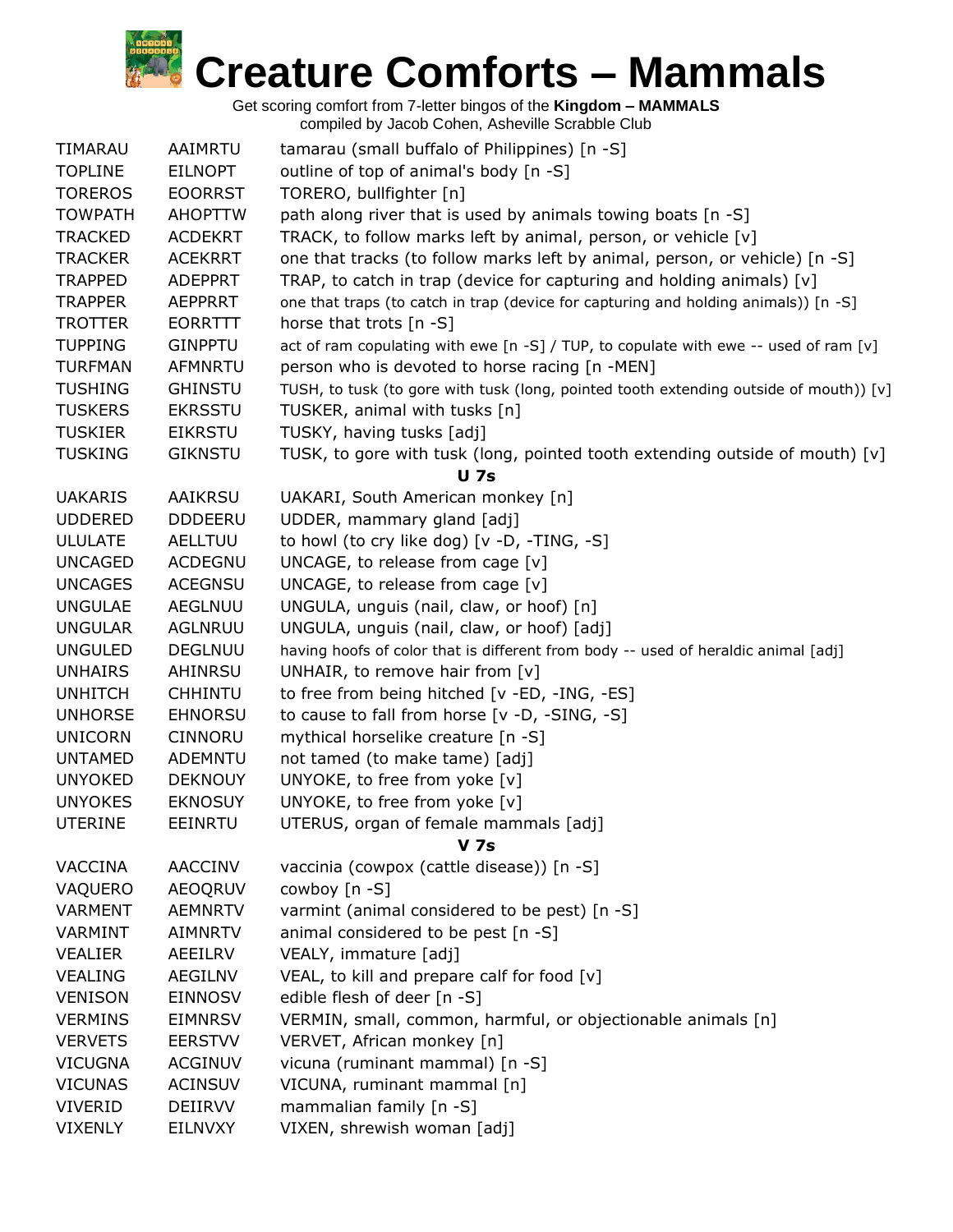# Creature Comforts – Mammals

Get scoring comfort from 7-letter bingos of the **Kingdom – MAMMALS**
compiled by Jacob Cohen, Asheville Scrabble Club

| | | |
|---|---|---|
| TIMARAU | AAIMRTU | tamarau (small buffalo of Philippines) [n -S] |
| TOPLINE | EILNOPT | outline of top of animal's body [n -S] |
| TOREROS | EOORRST | TORERO, bullfighter [n] |
| TOWPATH | AHOPTTW | path along river that is used by animals towing boats [n -S] |
| TRACKED | ACDEKRT | TRACK, to follow marks left by animal, person, or vehicle [v] |
| TRACKER | ACEKRRT | one that tracks (to follow marks left by animal, person, or vehicle) [n -S] |
| TRAPPED | ADEPPRT | TRAP, to catch in trap (device for capturing and holding animals) [v] |
| TRAPPER | AEPPRRT | one that traps (to catch in trap (device for capturing and holding animals)) [n -S] |
| TROTTER | EORRTTT | horse that trots [n -S] |
| TUPPING | GINPPTU | act of ram copulating with ewe [n -S] / TUP, to copulate with ewe -- used of ram [v] |
| TURFMAN | AFMNRTU | person who is devoted to horse racing [n -MEN] |
| TUSHING | GHINSTU | TUSH, to tusk (to gore with tusk (long, pointed tooth extending outside of mouth)) [v] |
| TUSKERS | EKRSSTU | TUSKER, animal with tusks [n] |
| TUSKIER | EIKRSTU | TUSKY, having tusks [adj] |
| TUSKING | GIKNSTU | TUSK, to gore with tusk (long, pointed tooth extending outside of mouth) [v] |
| | | **U 7s** |
| UAKARIS | AAIKRSU | UAKARI, South American monkey [n] |
| UDDERED | DDDEERU | UDDER, mammary gland [adj] |
| ULULATE | AELLTUU | to howl (to cry like dog) [v -D, -TING, -S] |
| UNCAGED | ACDEGNU | UNCAGE, to release from cage [v] |
| UNCAGES | ACEGNSU | UNCAGE, to release from cage [v] |
| UNGULAE | AEGLNUU | UNGULA, unguis (nail, claw, or hoof) [n] |
| UNGULAR | AGLNRUU | UNGULA, unguis (nail, claw, or hoof) [adj] |
| UNGULED | DEGLNUU | having hoofs of color that is different from body -- used of heraldic animal [adj] |
| UNHAIRS | AHINRSU | UNHAIR, to remove hair from [v] |
| UNHITCH | CHHINTU | to free from being hitched [v -ED, -ING, -ES] |
| UNHORSE | EHNORSU | to cause to fall from horse [v -D, -SING, -S] |
| UNICORN | CINNORU | mythical horselike creature [n -S] |
| UNTAMED | ADEMNTU | not tamed (to make tame) [adj] |
| UNYOKED | DEKNOUY | UNYOKE, to free from yoke [v] |
| UNYOKES | EKNOSUY | UNYOKE, to free from yoke [v] |
| UTERINE | EEINRTU | UTERUS, organ of female mammals [adj] |
| | | **V 7s** |
| VACCINA | AACCINV | vaccinia (cowpox (cattle disease)) [n -S] |
| VAQUERO | AEOQRUV | cowboy [n -S] |
| VARMENT | AEMNRTV | varmint (animal considered to be pest) [n -S] |
| VARMINT | AIMNRTV | animal considered to be pest [n -S] |
| VEALIER | AEEILRV | VEALY, immature [adj] |
| VEALING | AEGILNV | VEAL, to kill and prepare calf for food [v] |
| VENISON | EINNOSV | edible flesh of deer [n -S] |
| VERMINS | EIMNRSV | VERMIN, small, common, harmful, or objectionable animals [n] |
| VERVETS | EERSTVV | VERVET, African monkey [n] |
| VICUGNA | ACGINUV | vicuna (ruminant mammal) [n -S] |
| VICUNAS | ACINSUV | VICUNA, ruminant mammal [n] |
| VIVERID | DEIIRVV | mammalian family [n -S] |
| VIXENLY | EILNVXY | VIXEN, shrewish woman [adj] |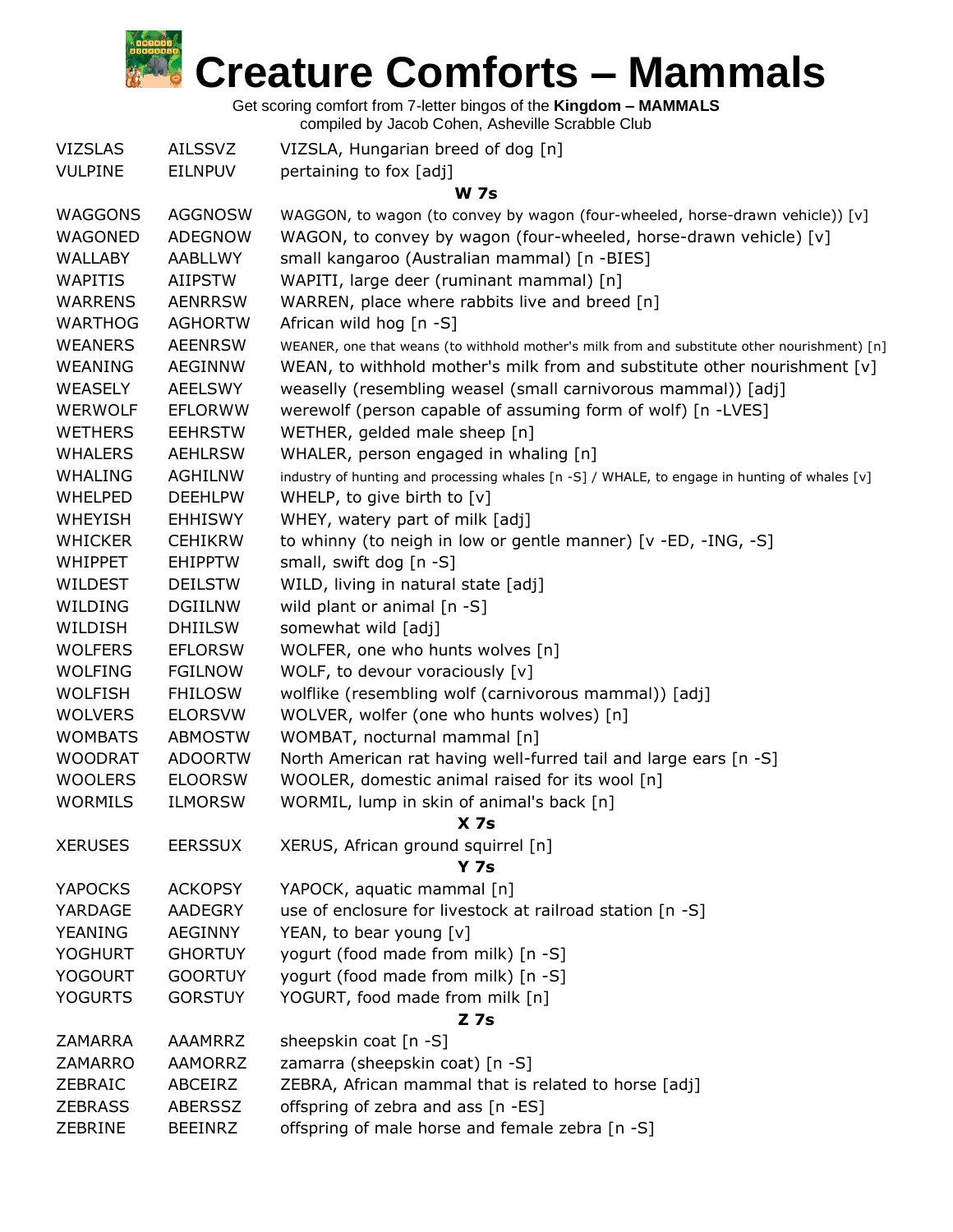# Creature Comforts – Mammals

Get scoring comfort from 7-letter bingos of the **Kingdom – MAMMALS**
compiled by Jacob Cohen, Asheville Scrabble Club

| | | |
|---|---|---|
| VIZSLAS | AILSSVZ | VIZSLA, Hungarian breed of dog [n] |
| VULPINE | EILNPUV | pertaining to fox [adj] |
| | | **W 7s** |
| WAGGONS | AGGNOSW | WAGGON, to wagon (to convey by wagon (four-wheeled, horse-drawn vehicle)) [v] |
| WAGONED | ADEGNOW | WAGON, to convey by wagon (four-wheeled, horse-drawn vehicle) [v] |
| WALLABY | AABLLWY | small kangaroo (Australian mammal) [n -BIES] |
| WAPITIS | AIIPSTW | WAPITI, large deer (ruminant mammal) [n] |
| WARRENS | AENRRSW | WARREN, place where rabbits live and breed [n] |
| WARTHOG | AGHORTW | African wild hog [n -S] |
| WEANERS | AEENRSW | WEANER, one that weans (to withhold mother's milk from and substitute other nourishment) [n] |
| WEANING | AEGINNW | WEAN, to withhold mother's milk from and substitute other nourishment [v] |
| WEASELY | AEELSWY | weaselly (resembling weasel (small carnivorous mammal)) [adj] |
| WERWOLF | EFLORWW | werewolf (person capable of assuming form of wolf) [n -LVES] |
| WETHERS | EEHRSTW | WETHER, gelded male sheep [n] |
| WHALERS | AEHLRSW | WHALER, person engaged in whaling [n] |
| WHALING | AGHILNW | industry of hunting and processing whales [n -S] / WHALE, to engage in hunting of whales [v] |
| WHELPED | DEEHLPW | WHELP, to give birth to [v] |
| WHEYISH | EHHISWY | WHEY, watery part of milk [adj] |
| WHICKER | CEHIKRW | to whinny (to neigh in low or gentle manner) [v -ED, -ING, -S] |
| WHIPPET | EHIPPTW | small, swift dog [n -S] |
| WILDEST | DEILSTW | WILD, living in natural state [adj] |
| WILDING | DGIILNW | wild plant or animal [n -S] |
| WILDISH | DHIILSW | somewhat wild [adj] |
| WOLFERS | EFLORSW | WOLFER, one who hunts wolves [n] |
| WOLFING | FGILNOW | WOLF, to devour voraciously [v] |
| WOLFISH | FHILOSW | wolflike (resembling wolf (carnivorous mammal)) [adj] |
| WOLVERS | ELORSVW | WOLVER, wolfer (one who hunts wolves) [n] |
| WOMBATS | ABMOSTW | WOMBAT, nocturnal mammal [n] |
| WOODRAT | ADOORTW | North American rat having well-furred tail and large ears [n -S] |
| WOOLERS | ELOORSW | WOOLER, domestic animal raised for its wool [n] |
| WORMILS | ILMORSW | WORMIL, lump in skin of animal's back [n] |
| | | **X 7s** |
| XERUSES | EERSSUX | XERUS, African ground squirrel [n] |
| | | **Y 7s** |
| YAPOCKS | ACKOPSY | YAPOCK, aquatic mammal [n] |
| YARDAGE | AADEGRY | use of enclosure for livestock at railroad station [n -S] |
| YEANING | AEGINNY | YEAN, to bear young [v] |
| YOGHURT | GHORTUY | yogurt (food made from milk) [n -S] |
| YOGOURT | GOORTUY | yogurt (food made from milk) [n -S] |
| YOGURTS | GORSTUY | YOGURT, food made from milk [n] |
| | | **Z 7s** |
| ZAMARRA | AAAMRRZ | sheepskin coat [n -S] |
| ZAMARRO | AAMORRZ | zamarra (sheepskin coat) [n -S] |
| ZEBRAIC | ABCEIRZ | ZEBRA, African mammal that is related to horse [adj] |
| ZEBRASS | ABERSSZ | offspring of zebra and ass [n -ES] |
| ZEBRINE | BEEINRZ | offspring of male horse and female zebra [n -S] |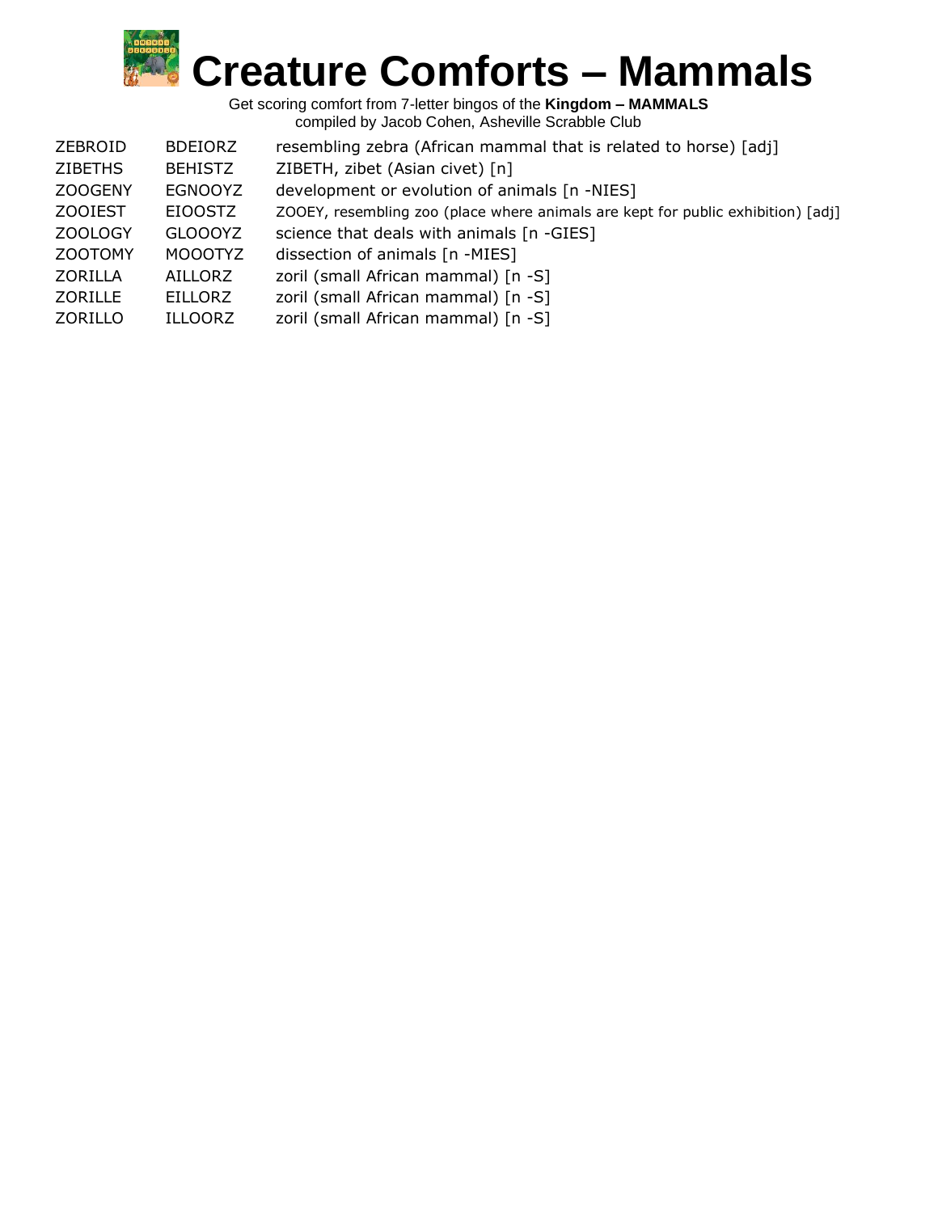# Creature Comforts – Mammals

Get scoring comfort from 7-letter bingos of the **Kingdom – MAMMALS**
compiled by Jacob Cohen, Asheville Scrabble Club

| | | |
|---|---|---|
| ZEBROID | BDEIORZ | resembling zebra (African mammal that is related to horse) [adj] |
| ZIBETHS | BEHISTZ | ZIBETH, zibet (Asian civet) [n] |
| ZOOGENY | EGNOOYZ | development or evolution of animals [n -NIES] |
| ZOOIEST | EIOOSTZ | ZOOEY, resembling zoo (place where animals are kept for public exhibition) [adj] |
| ZOOLOGY | GLOOOYZ | science that deals with animals [n -GIES] |
| ZOOTOMY | MOOOTYZ | dissection of animals [n -MIES] |
| ZORILLA | AILLORZ | zoril (small African mammal) [n -S] |
| ZORILLE | EILLORZ | zoril (small African mammal) [n -S] |
| ZORILLO | ILLOORZ | zoril (small African mammal) [n -S] |